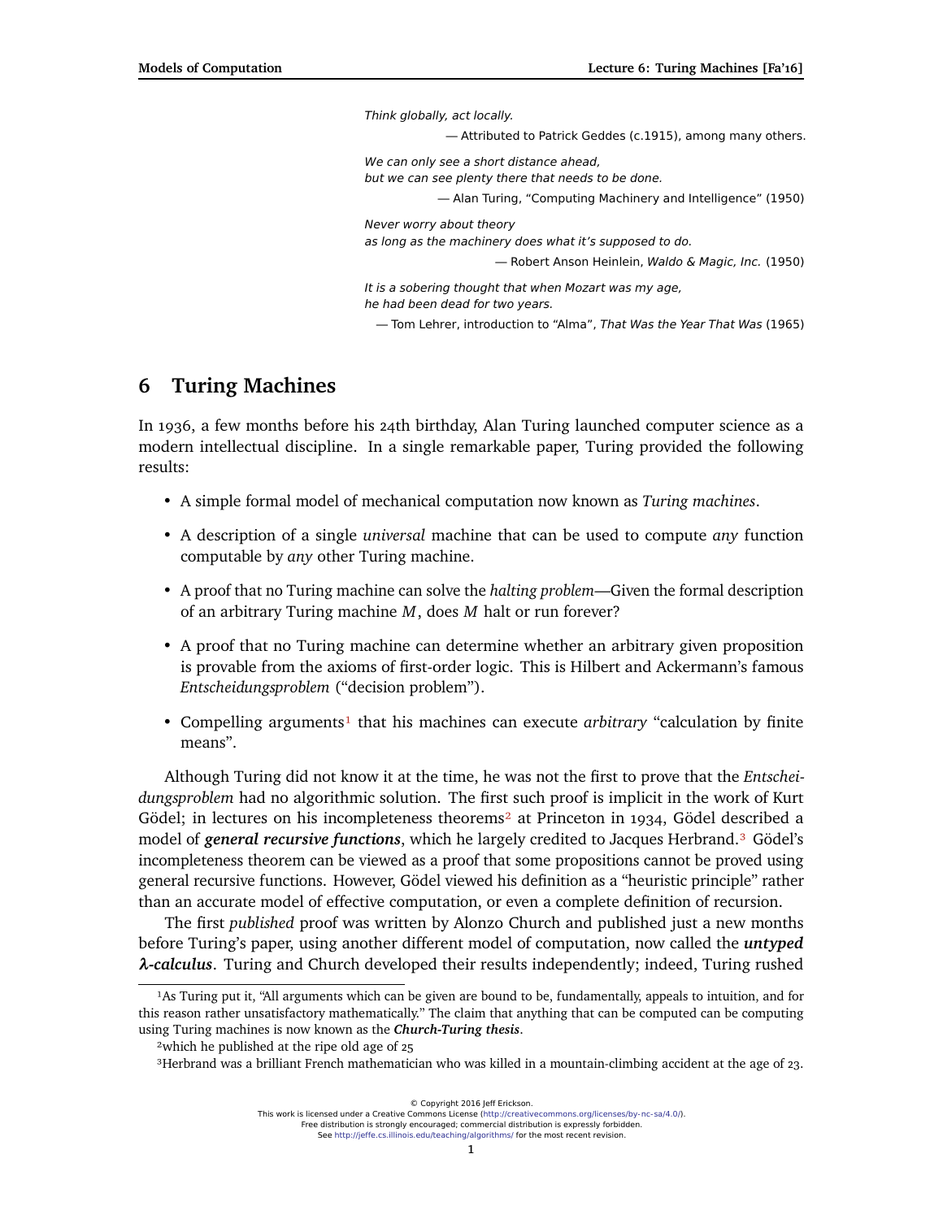*Think globally, act locally.*

— Attributed to Patrick Geddes (c.1915), among many others.

*We can only see a short distance ahead,*
*but we can see plenty there that needs to be done.*

— Alan Turing, "Computing Machinery and Intelligence" (1950)

*Never worry about theory*
*as long as the machinery does what it's supposed to do.*

— Robert Anson Heinlein, *Waldo & Magic, Inc.* (1950)

*It is a sobering thought that when Mozart was my age,*
*he had been dead for two years.*

— Tom Lehrer, introduction to "Alma", *That Was the Year That Was* (1965)

# 6 Turing Machines

In 1936, a few months before his 24th birthday, Alan Turing launched computer science as a modern intellectual discipline. In a single remarkable paper, Turing provided the following results:

- A simple formal model of mechanical computation now known as *Turing machines*.
- A description of a single *universal* machine that can be used to compute *any* function computable by *any* other Turing machine.
- A proof that no Turing machine can solve the *halting problem*—Given the formal description of an arbitrary Turing machine $M$, does $M$ halt or run forever?
- A proof that no Turing machine can determine whether an arbitrary given proposition is provable from the axioms of first-order logic. This is Hilbert and Ackermann's famous *Entscheidungsproblem* ("decision problem").
- Compelling arguments[1] that his machines can execute *arbitrary* "calculation by finite means".

Although Turing did not know it at the time, he was not the first to prove that the *Entscheidungsproblem* had no algorithmic solution. The first such proof is implicit in the work of Kurt Gödel; in lectures on his incompleteness theorems[2] at Princeton in 1934, Gödel described a model of ***general recursive functions***, which he largely credited to Jacques Herbrand.[3] Gödel's incompleteness theorem can be viewed as a proof that some propositions cannot be proved using general recursive functions. However, Gödel viewed his definition as a "heuristic principle" rather than an accurate model of effective computation, or even a complete definition of recursion.

The first *published* proof was written by Alonzo Church and published just a new months before Turing's paper, using another different model of computation, now called the ***untyped λ-calculus***. Turing and Church developed their results independently; indeed, Turing rushed

[1]As Turing put it, "All arguments which can be given are bound to be, fundamentally, appeals to intuition, and for this reason rather unsatisfactory mathematically." The claim that anything that can be computed can be computing using Turing machines is now known as the ***Church-Turing thesis***.

[2]which he published at the ripe old age of 25

[3]Herbrand was a brilliant French mathematician who was killed in a mountain-climbing accident at the age of 23.

© Copyright 2016 Jeff Erickson.
This work is licensed under a Creative Commons License (http://creativecommons.org/licenses/by-nc-sa/4.0/).
Free distribution is strongly encouraged; commercial distribution is expressly forbidden.
See http://jeffe.cs.illinois.edu/teaching/algorithms/ for the most recent revision.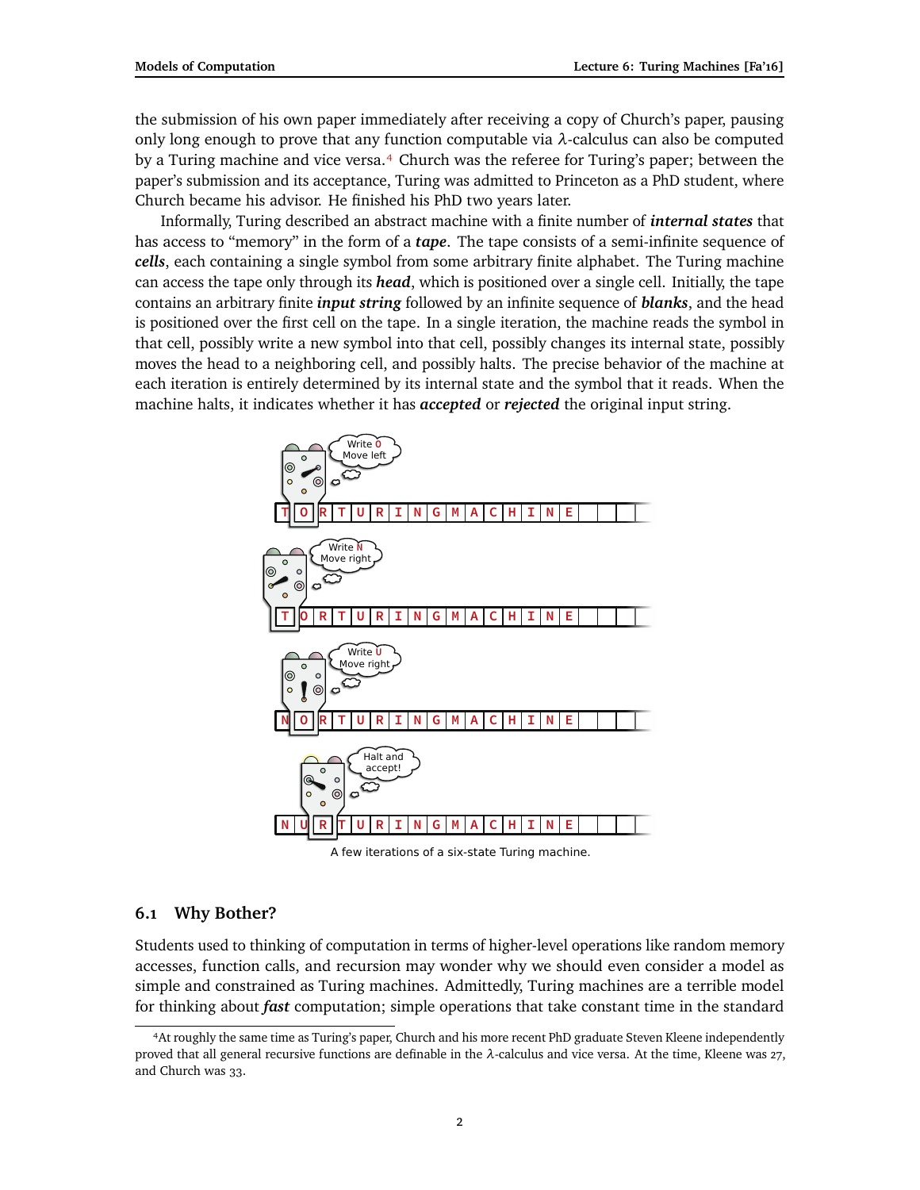the submission of his own paper immediately after receiving a copy of Church's paper, pausing only long enough to prove that any function computable via $\lambda$-calculus can also be computed by a Turing machine and vice versa.[4] Church was the referee for Turing's paper; between the paper's submission and its acceptance, Turing was admitted to Princeton as a PhD student, where Church became his advisor. He finished his PhD two years later.

Informally, Turing described an abstract machine with a finite number of ***internal states*** that has access to "memory" in the form of a ***tape***. The tape consists of a semi-infinite sequence of ***cells***, each containing a single symbol from some arbitrary finite alphabet. The Turing machine can access the tape only through its ***head***, which is positioned over a single cell. Initially, the tape contains an arbitrary finite ***input string*** followed by an infinite sequence of ***blanks***, and the head is positioned over the first cell on the tape. In a single iteration, the machine reads the symbol in that cell, possibly write a new symbol into that cell, possibly changes its internal state, possibly moves the head to a neighboring cell, and possibly halts. The precise behavior of the machine at each iteration is entirely determined by its internal state and the symbol that it reads. When the machine halts, it indicates whether it has ***accepted*** or ***rejected*** the original input string.

Write O
Move left

T O R T U R I N G M A C H I N E

Write N
Move right

T O R T U R I N G M A C H I N E

Write U
Move right

N O R T U R I N G M A C H I N E

Halt and
accept!

N U R T U R I N G M A C H I N E

A few iterations of a six-state Turing machine.

## 6.1 Why Bother?

Students used to thinking of computation in terms of higher-level operations like random memory accesses, function calls, and recursion may wonder why we should even consider a model as simple and constrained as Turing machines. Admittedly, Turing machines are a terrible model for thinking about ***fast*** computation; simple operations that take constant time in the standard

[4] At roughly the same time as Turing's paper, Church and his more recent PhD graduate Steven Kleene independently proved that all general recursive functions are definable in the $\lambda$-calculus and vice versa. At the time, Kleene was 27, and Church was 33.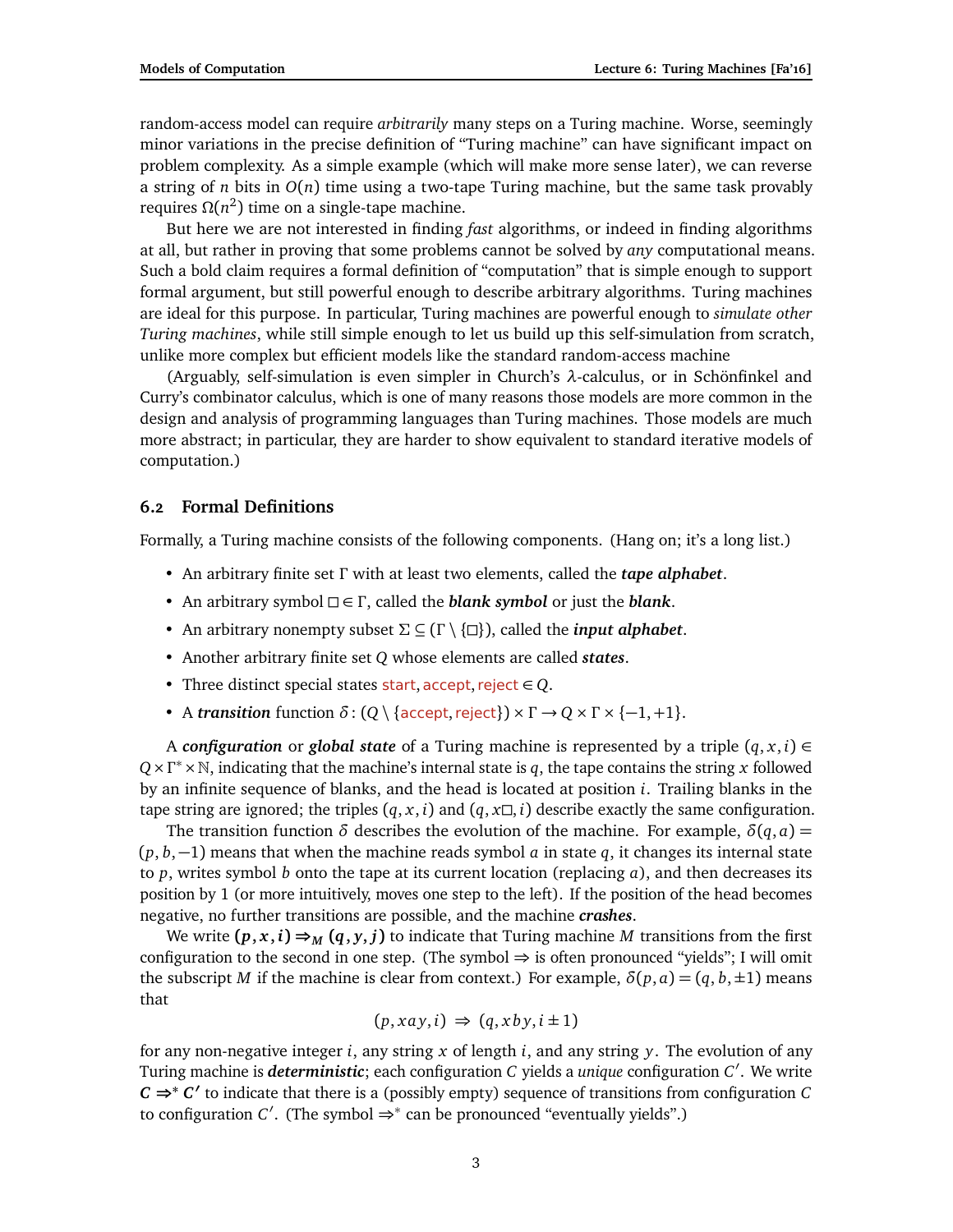random-access model can require *arbitrarily* many steps on a Turing machine. Worse, seemingly minor variations in the precise definition of "Turing machine" can have significant impact on problem complexity. As a simple example (which will make more sense later), we can reverse a string of $n$ bits in $O(n)$ time using a two-tape Turing machine, but the same task provably requires $\Omega(n^2)$ time on a single-tape machine.

But here we are not interested in finding *fast* algorithms, or indeed in finding algorithms at all, but rather in proving that some problems cannot be solved by *any* computational means. Such a bold claim requires a formal definition of "computation" that is simple enough to support formal argument, but still powerful enough to describe arbitrary algorithms. Turing machines are ideal for this purpose. In particular, Turing machines are powerful enough to *simulate other Turing machines*, while still simple enough to let us build up this self-simulation from scratch, unlike more complex but efficient models like the standard random-access machine

(Arguably, self-simulation is even simpler in Church's $\lambda$-calculus, or in Schönfinkel and Curry's combinator calculus, which is one of many reasons those models are more common in the design and analysis of programming languages than Turing machines. Those models are much more abstract; in particular, they are harder to show equivalent to standard iterative models of computation.)

## 6.2 Formal Definitions

Formally, a Turing machine consists of the following components. (Hang on; it's a long list.)

- An arbitrary finite set $\Gamma$ with at least two elements, called the ***tape alphabet***.
- An arbitrary symbol $\square \in \Gamma$, called the ***blank symbol*** or just the ***blank***.
- An arbitrary nonempty subset $\Sigma \subseteq (\Gamma \setminus \{\square\})$, called the ***input alphabet***.
- Another arbitrary finite set $Q$ whose elements are called ***states***.
- Three distinct special states $\mathsf{start}, \mathsf{accept}, \mathsf{reject} \in Q$.
- A ***transition*** function $\delta : (Q \setminus \{\mathsf{accept}, \mathsf{reject}\}) \times \Gamma \to Q \times \Gamma \times \{-1, +1\}$.

A ***configuration*** or ***global state*** of a Turing machine is represented by a triple $(q, x, i) \in Q \times \Gamma^* \times \mathbb{N}$, indicating that the machine's internal state is $q$, the tape contains the string $x$ followed by an infinite sequence of blanks, and the head is located at position $i$. Trailing blanks in the tape string are ignored; the triples $(q, x, i)$ and $(q, x\square, i)$ describe exactly the same configuration.

The transition function $\delta$ describes the evolution of the machine. For example, $\delta(q, a) = (p, b, -1)$ means that when the machine reads symbol $a$ in state $q$, it changes its internal state to $p$, writes symbol $b$ onto the tape at its current location (replacing $a$), and then decreases its position by 1 (or more intuitively, moves one step to the left). If the position of the head becomes negative, no further transitions are possible, and the machine ***crashes***.

We write $\boldsymbol{(p, x, i) \Rightarrow_M (q, y, j)}$ to indicate that Turing machine $M$ transitions from the first configuration to the second in one step. (The symbol $\Rightarrow$ is often pronounced "yields"; I will omit the subscript $M$ if the machine is clear from context.) For example, $\delta(p, a) = (q, b, \pm 1)$ means that

$$(p, xay, i) \;\Rightarrow\; (q, xby, i \pm 1)$$

for any non-negative integer $i$, any string $x$ of length $i$, and any string $y$. The evolution of any Turing machine is ***deterministic***; each configuration $C$ yields a *unique* configuration $C'$. We write $\boldsymbol{C \Rightarrow^* C'}$ to indicate that there is a (possibly empty) sequence of transitions from configuration $C$ to configuration $C'$. (The symbol $\Rightarrow^*$ can be pronounced "eventually yields".)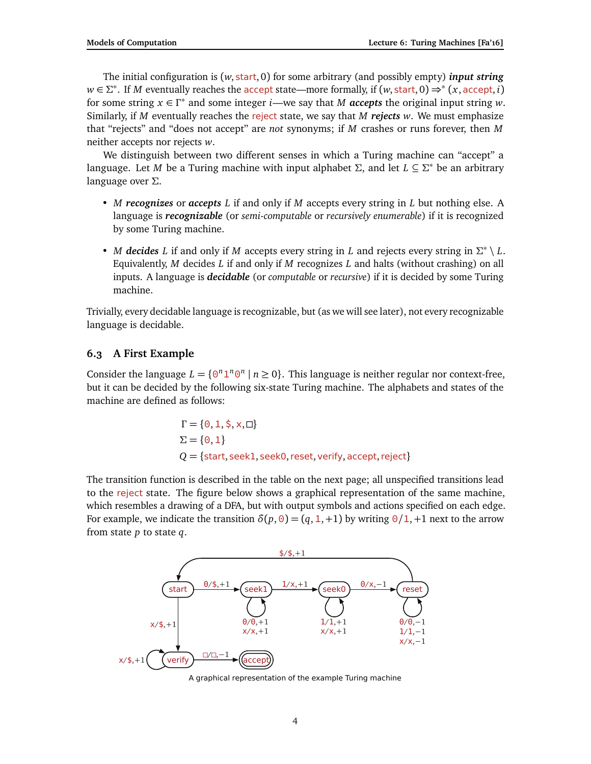The initial configuration is $(w, \texttt{start}, 0)$ for some arbitrary (and possibly empty) ***input string*** $w \in \Sigma^*$. If $M$ eventually reaches the accept state—more formally, if $(w, \texttt{start}, 0) \Rightarrow^* (x, \texttt{accept}, i)$ for some string $x \in \Gamma^*$ and some integer $i$—we say that $M$ ***accepts*** the original input string $w$. Similarly, if $M$ eventually reaches the reject state, we say that $M$ ***rejects*** $w$. We must emphasize that "rejects" and "does not accept" are *not* synonyms; if $M$ crashes or runs forever, then $M$ neither accepts nor rejects $w$.

We distinguish between two different senses in which a Turing machine can "accept" a language. Let $M$ be a Turing machine with input alphabet $\Sigma$, and let $L \subseteq \Sigma^*$ be an arbitrary language over $\Sigma$.

- $M$ ***recognizes*** or ***accepts*** $L$ if and only if $M$ accepts every string in $L$ but nothing else. A language is ***recognizable*** (or *semi-computable* or *recursively enumerable*) if it is recognized by some Turing machine.
- $M$ ***decides*** $L$ if and only if $M$ accepts every string in $L$ and rejects every string in $\Sigma^* \setminus L$. Equivalently, $M$ decides $L$ if and only if $M$ recognizes $L$ and halts (without crashing) on all inputs. A language is ***decidable*** (or *computable* or *recursive*) if it is decided by some Turing machine.

Trivially, every decidable language is recognizable, but (as we will see later), not every recognizable language is decidable.

### 6.3 A First Example

Consider the language $L = \{\texttt{0}^n\texttt{1}^n\texttt{0}^n \mid n \geq 0\}$. This language is neither regular nor context-free, but it can be decided by the following six-state Turing machine. The alphabets and states of the machine are defined as follows:

$$\Gamma = \{\texttt{0}, \texttt{1}, \texttt{\$}, \texttt{x}, \square\}$$
$$\Sigma = \{\texttt{0}, \texttt{1}\}$$
$$Q = \{\texttt{start}, \texttt{seek1}, \texttt{seek0}, \texttt{reset}, \texttt{verify}, \texttt{accept}, \texttt{reject}\}$$

The transition function is described in the table on the next page; all unspecified transitions lead to the reject state. The figure below shows a graphical representation of the same machine, which resembles a drawing of a DFA, but with output symbols and actions specified on each edge. For example, we indicate the transition $\delta(p, \texttt{0}) = (q, \texttt{1}, +1)$ by writing $\texttt{0}/\texttt{1}, +1$ next to the arrow from state $p$ to state $q$.

A graphical representation of the example Turing machine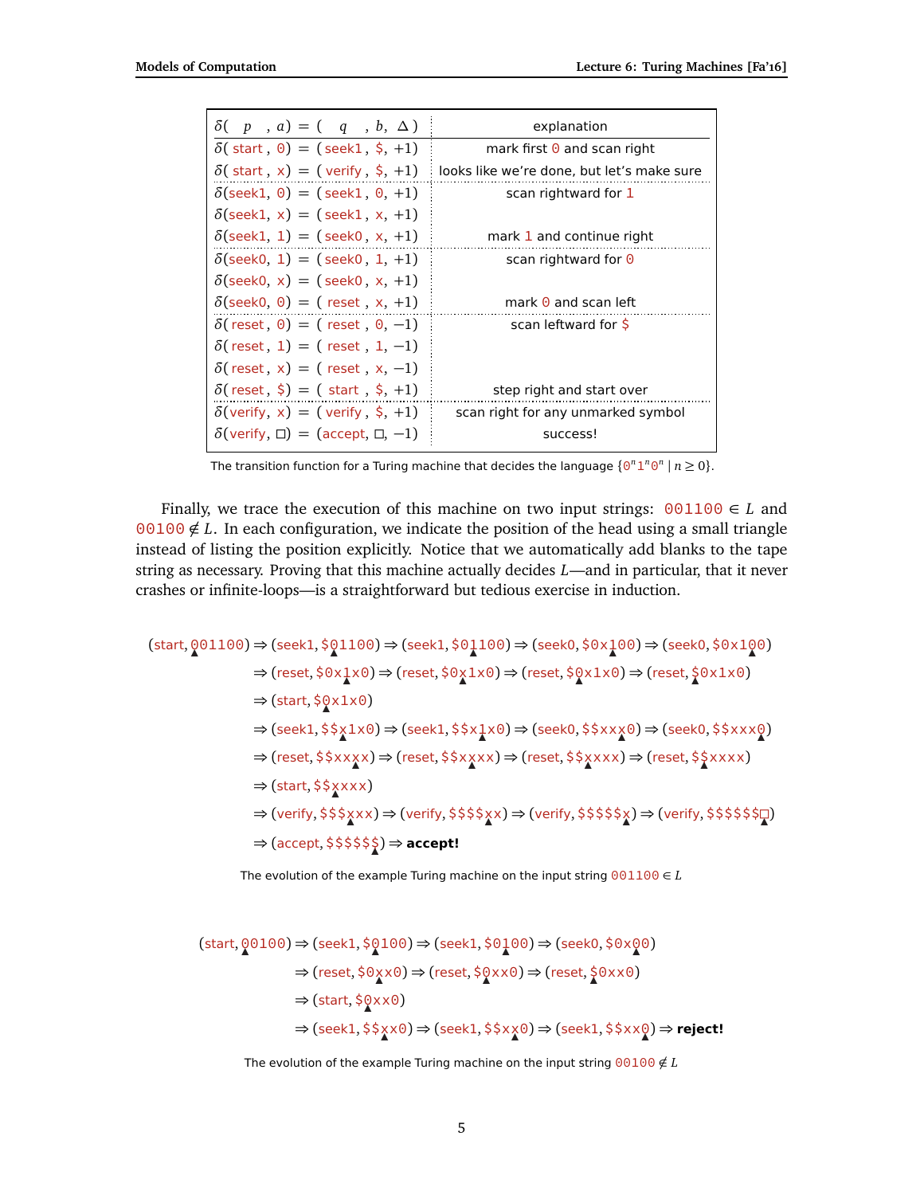| $\delta(\quad p \quad, a) = (\quad q \quad, b, \Delta)$ | explanation |
|---|---|
| $\delta$( start , 0) = (seek1 , \$, +1) | mark first 0 and scan right |
| $\delta$( start , x) = ( verify , \$, +1) | looks like we're done, but let's make sure |
| $\delta$(seek1, 0) = (seek1 , 0, +1) | scan rightward for 1 |
| $\delta$(seek1, x) = (seek1 , x, +1) | |
| $\delta$(seek1, 1) = (seek0 , x, +1) | mark 1 and continue right |
| $\delta$(seek0, 1) = (seek0 , 1, +1) | scan rightward for 0 |
| $\delta$(seek0, x) = (seek0 , x, +1) | |
| $\delta$(seek0, 0) = ( reset , x, +1) | mark 0 and scan left |
| $\delta$( reset , 0) = ( reset , 0, −1) | scan leftward for \$ |
| $\delta$( reset , 1) = ( reset , 1, −1) | |
| $\delta$( reset , x) = ( reset , x, −1) | |
| $\delta$( reset , \$) = ( start , \$, +1) | step right and start over |
| $\delta$(verify, x) = ( verify , \$, +1) | scan right for any unmarked symbol |
| $\delta$(verify, □) = (accept, □, −1) | success! |

The transition function for a Turing machine that decides the language $\{0^n1^n0^n \mid n \geq 0\}$.

Finally, we trace the execution of this machine on two input strings: 001100 $\in L$ and 00100 $\notin L$. In each configuration, we indicate the position of the head using a small triangle instead of listing the position explicitly. Notice that we automatically add blanks to the tape string as necessary. Proving that this machine actually decides $L$—and in particular, that it never crashes or infinite-loops—is a straightforward but tedious exercise in induction.

(start, 001100) ⇒ (seek1, \$01100) ⇒ (seek1, \$01100) ⇒ (seek0, \$0x100) ⇒ (seek0, \$0x100)
⇒ (reset, \$0x1x0) ⇒ (reset, \$0x1x0) ⇒ (reset, \$0x1x0) ⇒ (reset, \$0x1x0)
⇒ (start, \$0x1x0)
⇒ (seek1, \$\$x1x0) ⇒ (seek1, \$\$x1x0) ⇒ (seek0, \$\$xxx0) ⇒ (seek0, \$\$xxx0)
⇒ (reset, \$\$xxxx) ⇒ (reset, \$\$xxxx) ⇒ (reset, \$\$xxxx) ⇒ (reset, \$\$xxxx)
⇒ (start, \$\$xxxx)
⇒ (verify, \$\$\$xxx) ⇒ (verify, \$\$\$\$xx) ⇒ (verify, \$\$\$\$\$x) ⇒ (verify, \$\$\$\$\$\$□)
⇒ (accept, \$\$\$\$\$\$) ⇒ **accept!**

The evolution of the example Turing machine on the input string 001100 $\in L$

(start, 00100) ⇒ (seek1, \$0100) ⇒ (seek1, \$0100) ⇒ (seek0, \$0x00)
⇒ (reset, \$0xx0) ⇒ (reset, \$0xx0) ⇒ (reset, \$0xx0)
⇒ (start, \$0xx0)
⇒ (seek1, \$\$xx0) ⇒ (seek1, \$\$xx0) ⇒ (seek1, \$\$xx0) ⇒ **reject!**

The evolution of the example Turing machine on the input string 00100 $\notin L$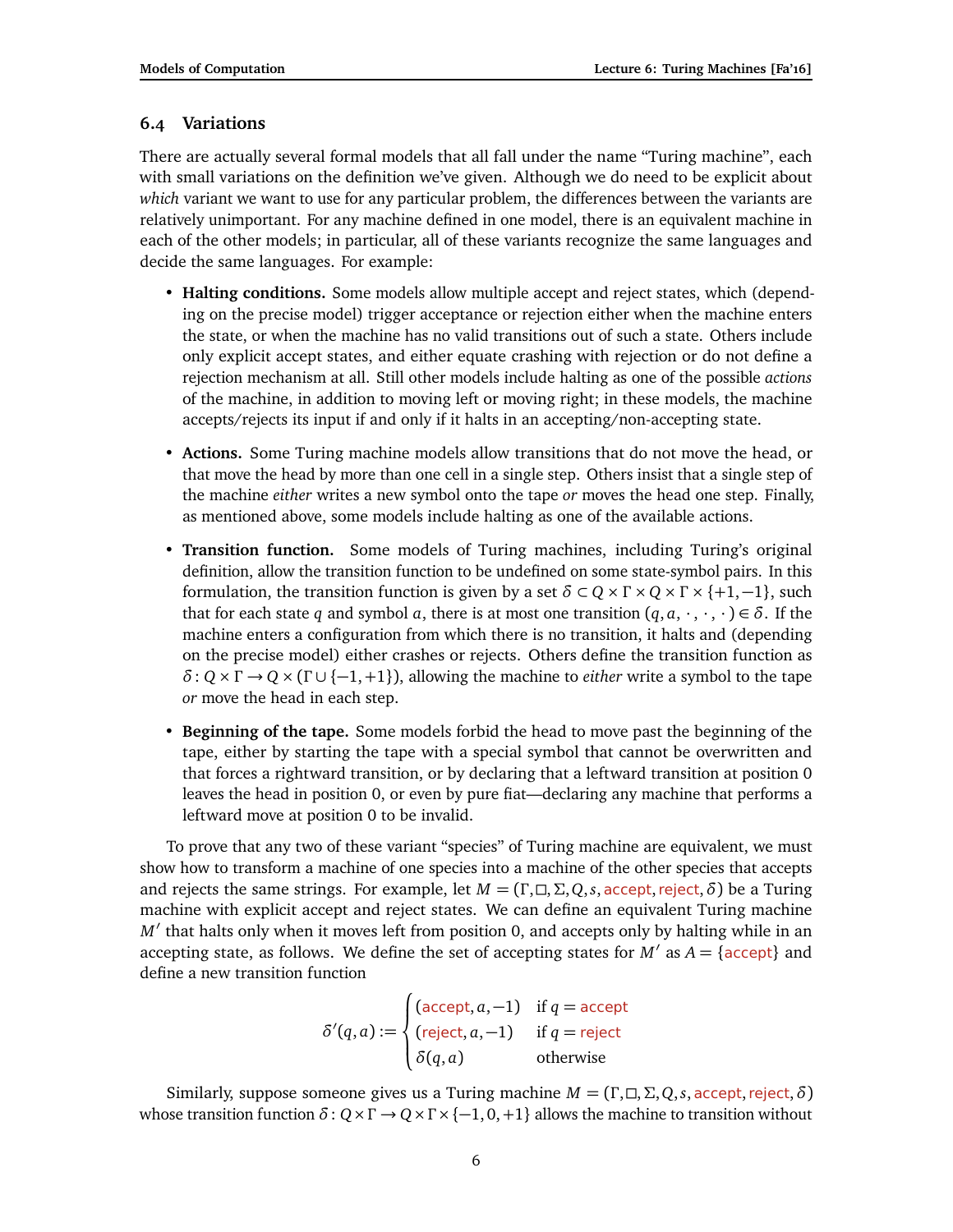### 6.4 Variations

There are actually several formal models that all fall under the name "Turing machine", each with small variations on the definition we've given. Although we do need to be explicit about *which* variant we want to use for any particular problem, the differences between the variants are relatively unimportant. For any machine defined in one model, there is an equivalent machine in each of the other models; in particular, all of these variants recognize the same languages and decide the same languages. For example:

- **Halting conditions.** Some models allow multiple accept and reject states, which (depending on the precise model) trigger acceptance or rejection either when the machine enters the state, or when the machine has no valid transitions out of such a state. Others include only explicit accept states, and either equate crashing with rejection or do not define a rejection mechanism at all. Still other models include halting as one of the possible *actions* of the machine, in addition to moving left or moving right; in these models, the machine accepts/rejects its input if and only if it halts in an accepting/non-accepting state.

- **Actions.** Some Turing machine models allow transitions that do not move the head, or that move the head by more than one cell in a single step. Others insist that a single step of the machine *either* writes a new symbol onto the tape *or* moves the head one step. Finally, as mentioned above, some models include halting as one of the available actions.

- **Transition function.** Some models of Turing machines, including Turing's original definition, allow the transition function to be undefined on some state-symbol pairs. In this formulation, the transition function is given by a set $\delta \subset Q \times \Gamma \times Q \times \Gamma \times \{+1, -1\}$, such that for each state $q$ and symbol $a$, there is at most one transition $(q, a, \cdot, \cdot, \cdot) \in \delta$. If the machine enters a configuration from which there is no transition, it halts and (depending on the precise model) either crashes or rejects. Others define the transition function as $\delta \colon Q \times \Gamma \to Q \times (\Gamma \cup \{-1, +1\})$, allowing the machine to *either* write a symbol to the tape *or* move the head in each step.

- **Beginning of the tape.** Some models forbid the head to move past the beginning of the tape, either by starting the tape with a special symbol that cannot be overwritten and that forces a rightward transition, or by declaring that a leftward transition at position 0 leaves the head in position 0, or even by pure fiat—declaring any machine that performs a leftward move at position 0 to be invalid.

To prove that any two of these variant "species" of Turing machine are equivalent, we must show how to transform a machine of one species into a machine of the other species that accepts and rejects the same strings. For example, let $M = (\Gamma, \square, \Sigma, Q, s, \text{accept}, \text{reject}, \delta)$ be a Turing machine with explicit accept and reject states. We can define an equivalent Turing machine $M'$ that halts only when it moves left from position 0, and accepts only by halting while in an accepting state, as follows. We define the set of accepting states for $M'$ as $A = \{\text{accept}\}$ and define a new transition function

$$\delta'(q, a) := \begin{cases} (\text{accept}, a, -1) & \text{if } q = \text{accept} \\ (\text{reject}, a, -1) & \text{if } q = \text{reject} \\ \delta(q, a) & \text{otherwise} \end{cases}$$

Similarly, suppose someone gives us a Turing machine $M = (\Gamma, \square, \Sigma, Q, s, \text{accept}, \text{reject}, \delta)$ whose transition function $\delta \colon Q \times \Gamma \to Q \times \Gamma \times \{-1, 0, +1\}$ allows the machine to transition without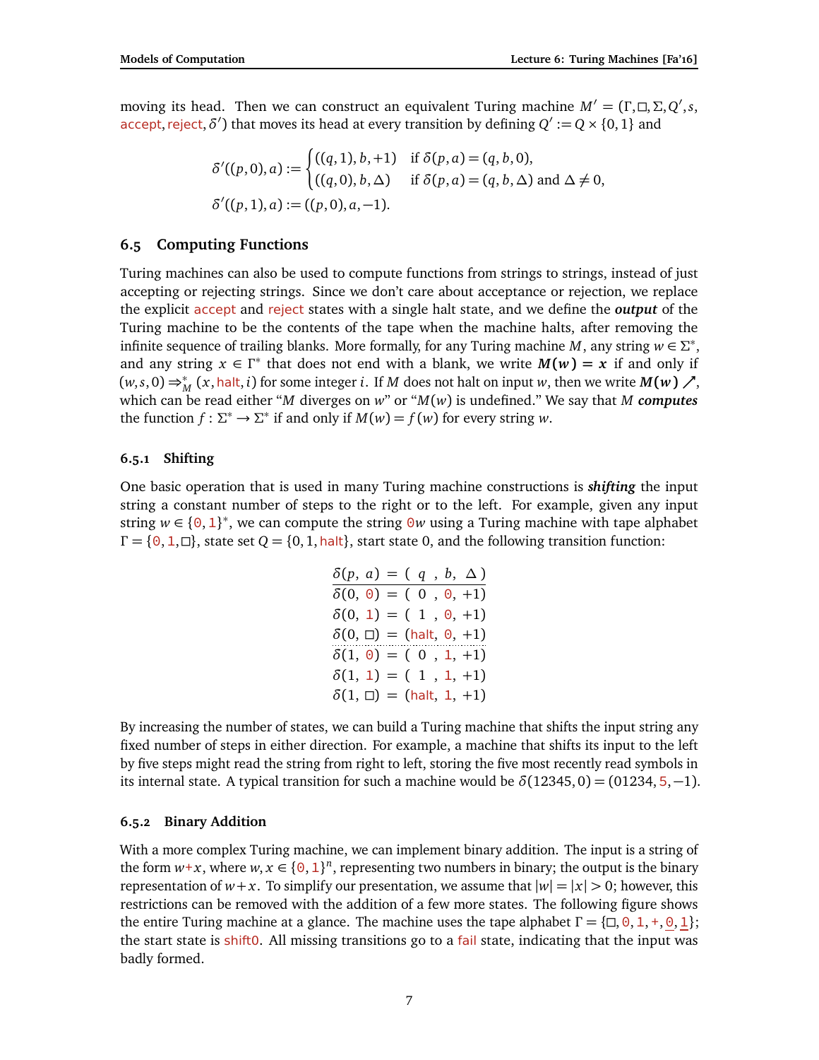moving its head. Then we can construct an equivalent Turing machine $M' = (\Gamma, \square, \Sigma, Q', s, \text{accept}, \text{reject}, \delta')$ that moves its head at every transition by defining $Q' := Q \times \{0,1\}$ and

$$\delta'((p,0),a) := \begin{cases} ((q,1),b,+1) & \text{if } \delta(p,a) = (q,b,0), \\ ((q,0),b,\Delta) & \text{if } \delta(p,a) = (q,b,\Delta) \text{ and } \Delta \neq 0, \end{cases}$$

$$\delta'((p,1),a) := ((p,0),a,-1).$$

## 6.5 Computing Functions

Turing machines can also be used to compute functions from strings to strings, instead of just accepting or rejecting strings. Since we don't care about acceptance or rejection, we replace the explicit accept and reject states with a single halt state, and we define the ***output*** of the Turing machine to be the contents of the tape when the machine halts, after removing the infinite sequence of trailing blanks. More formally, for any Turing machine $M$, any string $w \in \Sigma^*$, and any string $x \in \Gamma^*$ that does not end with a blank, we write $\boldsymbol{M(w) = x}$ if and only if $(w, s, 0) \Rightarrow^*_M (x, \text{halt}, i)$ for some integer $i$. If $M$ does not halt on input $w$, then we write $\boldsymbol{M(w)\nearrow}$, which can be read either "$M$ diverges on $w$" or "$M(w)$ is undefined." We say that $M$ ***computes*** the function $f : \Sigma^* \to \Sigma^*$ if and only if $M(w) = f(w)$ for every string $w$.

### 6.5.1 Shifting

One basic operation that is used in many Turing machine constructions is ***shifting*** the input string a constant number of steps to the right or to the left. For example, given any input string $w \in \{0,1\}^*$, we can compute the string $0w$ using a Turing machine with tape alphabet $\Gamma = \{0, 1, \square\}$, state set $Q = \{0, 1, \text{halt}\}$, start state 0, and the following transition function:

| $\delta(p, a)$ | $=$ | $(q, b, \Delta)$ |
|---|---|---|
| $\delta(0, 0)$ | $=$ | $(0, 0, +1)$ |
| $\delta(0, 1)$ | $=$ | $(1, 0, +1)$ |
| $\delta(0, \square)$ | $=$ | $(\text{halt}, 0, +1)$ |
| $\delta(1, 0)$ | $=$ | $(0, 1, +1)$ |
| $\delta(1, 1)$ | $=$ | $(1, 1, +1)$ |
| $\delta(1, \square)$ | $=$ | $(\text{halt}, 1, +1)$ |

By increasing the number of states, we can build a Turing machine that shifts the input string any fixed number of steps in either direction. For example, a machine that shifts its input to the left by five steps might read the string from right to left, storing the five most recently read symbols in its internal state. A typical transition for such a machine would be $\delta(12345, 0) = (01234, 5, -1)$.

### 6.5.2 Binary Addition

With a more complex Turing machine, we can implement binary addition. The input is a string of the form $w{+}x$, where $w, x \in \{0,1\}^n$, representing two numbers in binary; the output is the binary representation of $w + x$. To simplify our presentation, we assume that $|w| = |x| > 0$; however, this restrictions can be removed with the addition of a few more states. The following figure shows the entire Turing machine at a glance. The machine uses the tape alphabet $\Gamma = \{\square, 0, 1, +, \underline{0}, \underline{1}\}$; the start state is shift0. All missing transitions go to a fail state, indicating that the input was badly formed.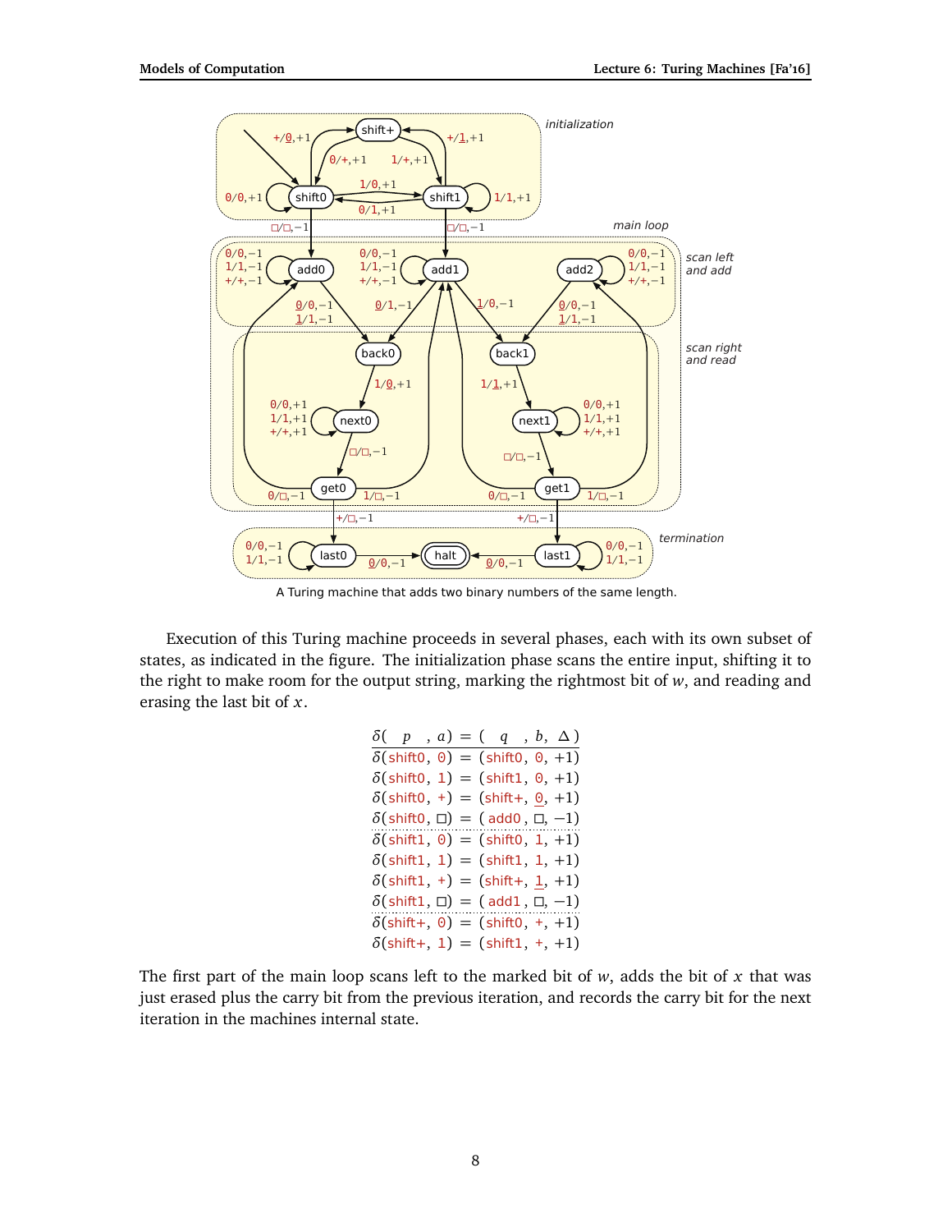A Turing machine that adds two binary numbers of the same length.

Execution of this Turing machine proceeds in several phases, each with its own subset of states, as indicated in the figure. The initialization phase scans the entire input, shifting it to the right to make room for the output string, marking the rightmost bit of $w$, and reading and erasing the last bit of $x$.

| $\delta($ $p$ , $a)$ | = | ( $q$ , $b$, $\Delta$ ) |
|---|---|---|
| $\delta$(shift0, 0) | = | (shift0, 0, +1) |
| $\delta$(shift0, 1) | = | (shift1, 0, +1) |
| $\delta$(shift0, +) | = | (shift+, $\underline{0}$, +1) |
| $\delta$(shift0, □) | = | ( add0 , □, −1) |
| $\delta$(shift1, 0) | = | (shift0, 1, +1) |
| $\delta$(shift1, 1) | = | (shift1, 1, +1) |
| $\delta$(shift1, +) | = | (shift+, $\underline{1}$, +1) |
| $\delta$(shift1, □) | = | ( add1 , □, −1) |
| $\delta$(shift+, 0) | = | (shift0, +, +1) |
| $\delta$(shift+, 1) | = | (shift1, +, +1) |

The first part of the main loop scans left to the marked bit of $w$, adds the bit of $x$ that was just erased plus the carry bit from the previous iteration, and records the carry bit for the next iteration in the machines internal state.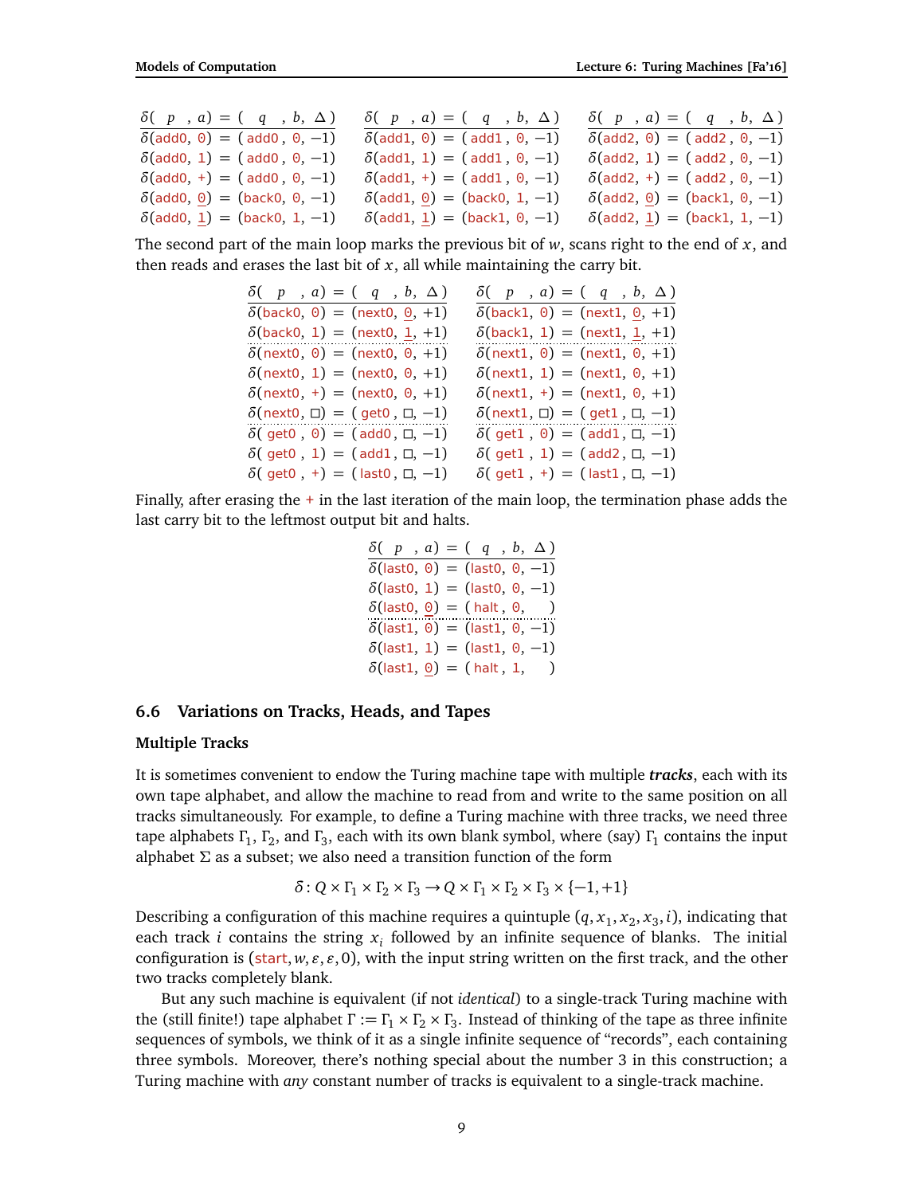| $\delta($ p , a$)$ | = | ( q , b, $\Delta$ ) |
|---|---|---|
| $\delta$(add0, 0) | = | ( add0 , 0, −1) |
| $\delta$(add0, 1) | = | ( add0 , 0, −1) |
| $\delta$(add0, +) | = | ( add0 , 0, −1) |
| $\delta$(add0, 0̲) | = | (back0, 0, −1) |
| $\delta$(add0, 1̲) | = | (back0, 1, −1) |

| $\delta($ p , a$)$ | = | ( q , b, $\Delta$ ) |
|---|---|---|
| $\delta$(add1, 0) | = | ( add1 , 0, −1) |
| $\delta$(add1, 1) | = | ( add1 , 0, −1) |
| $\delta$(add1, +) | = | ( add1 , 0, −1) |
| $\delta$(add1, 0̲) | = | (back0, 1, −1) |
| $\delta$(add1, 1̲) | = | (back1, 0, −1) |

| $\delta($ p , a$)$ | = | ( q , b, $\Delta$ ) |
|---|---|---|
| $\delta$(add2, 0) | = | ( add2 , 0, −1) |
| $\delta$(add2, 1) | = | ( add2 , 0, −1) |
| $\delta$(add2, +) | = | ( add2 , 0, −1) |
| $\delta$(add2, 0̲) | = | (back1, 0, −1) |
| $\delta$(add2, 1̲) | = | (back1, 1, −1) |

The second part of the main loop marks the previous bit of $w$, scans right to the end of $x$, and then reads and erases the last bit of $x$, all while maintaining the carry bit.

| $\delta($ p , a$)$ | = | ( q , b, $\Delta$ ) |
|---|---|---|
| $\delta$(back0, 0) | = | (next0, 0̲, +1) |
| $\delta$(back0, 1) | = | (next0, 1̲, +1) |
| $\delta$(next0, 0) | = | (next0, 0, +1) |
| $\delta$(next0, 1) | = | (next0, 0, +1) |
| $\delta$(next0, +) | = | (next0, 0, +1) |
| $\delta$(next0, □) | = | ( get0 , □, −1) |
| $\delta$( get0 , 0) | = | (add0 , □, −1) |
| $\delta$( get0 , 1) | = | (add1 , □, −1) |
| $\delta$( get0 , +) | = | (last0 , □, −1) |

| $\delta($ p , a$)$ | = | ( q , b, $\Delta$ ) |
|---|---|---|
| $\delta$(back1, 0) | = | (next1, 0̲, +1) |
| $\delta$(back1, 1) | = | (next1, 1̲, +1) |
| $\delta$(next1, 0) | = | (next1, 0, +1) |
| $\delta$(next1, 1) | = | (next1, 0, +1) |
| $\delta$(next1, +) | = | (next1, 0, +1) |
| $\delta$(next1, □) | = | ( get1 , □, −1) |
| $\delta$( get1 , 0) | = | (add1 , □, −1) |
| $\delta$( get1 , 1) | = | (add2 , □, −1) |
| $\delta$( get1 , +) | = | (last1 , □, −1) |

Finally, after erasing the + in the last iteration of the main loop, the termination phase adds the last carry bit to the leftmost output bit and halts.

| $\delta($ p , a$)$ | = | ( q , b, $\Delta$ ) |
|---|---|---|
| $\delta$(last0, 0) | = | (last0, 0, −1) |
| $\delta$(last0, 1) | = | (last0, 0, −1) |
| $\delta$(last0, 0̲) | = | ( halt , 0, ) |
| $\delta$(last1, 0) | = | (last1, 0, −1) |
| $\delta$(last1, 1) | = | (last1, 0, −1) |
| $\delta$(last1, 0̲) | = | ( halt , 1, ) |

## 6.6 Variations on Tracks, Heads, and Tapes

### Multiple Tracks

It is sometimes convenient to endow the Turing machine tape with multiple ***tracks***, each with its own tape alphabet, and allow the machine to read from and write to the same position on all tracks simultaneously. For example, to define a Turing machine with three tracks, we need three tape alphabets $\Gamma_1$, $\Gamma_2$, and $\Gamma_3$, each with its own blank symbol, where (say) $\Gamma_1$ contains the input alphabet $\Sigma$ as a subset; we also need a transition function of the form

$$\delta : Q \times \Gamma_1 \times \Gamma_2 \times \Gamma_3 \to Q \times \Gamma_1 \times \Gamma_2 \times \Gamma_3 \times \{-1, +1\}$$

Describing a configuration of this machine requires a quintuple $(q, x_1, x_2, x_3, i)$, indicating that each track $i$ contains the string $x_i$ followed by an infinite sequence of blanks. The initial configuration is $(\text{start}, w, \varepsilon, \varepsilon, 0)$, with the input string written on the first track, and the other two tracks completely blank.

But any such machine is equivalent (if not *identical*) to a single-track Turing machine with the (still finite!) tape alphabet $\Gamma := \Gamma_1 \times \Gamma_2 \times \Gamma_3$. Instead of thinking of the tape as three infinite sequences of symbols, we think of it as a single infinite sequence of "records", each containing three symbols. Moreover, there's nothing special about the number 3 in this construction; a Turing machine with *any* constant number of tracks is equivalent to a single-track machine.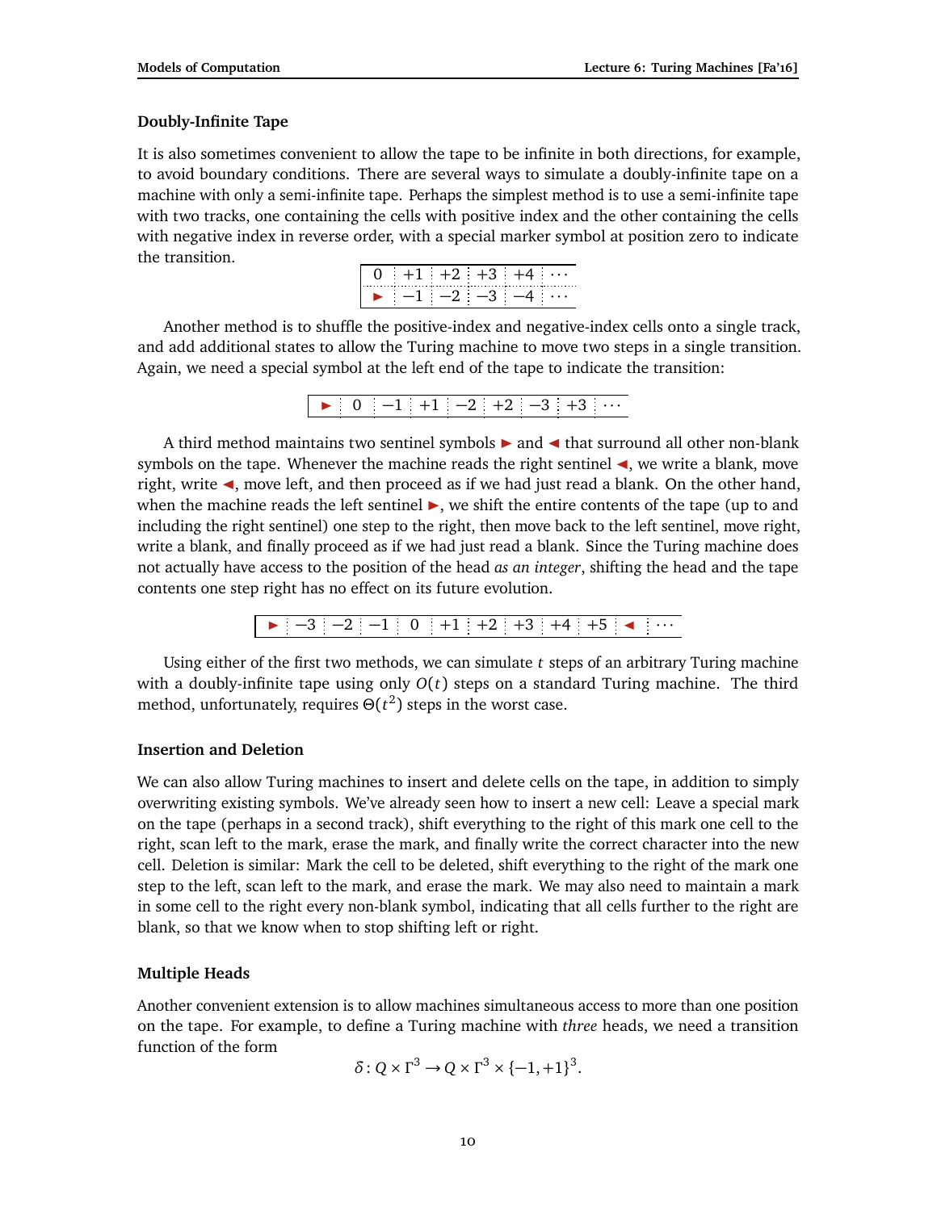### Doubly-Infinite Tape

It is also sometimes convenient to allow the tape to be infinite in both directions, for example, to avoid boundary conditions. There are several ways to simulate a doubly-infinite tape on a machine with only a semi-infinite tape. Perhaps the simplest method is to use a semi-infinite tape with two tracks, one containing the cells with positive index and the other containing the cells with negative index in reverse order, with a special marker symbol at position zero to indicate the transition.

| | | | | | |
|---|---|---|---|---|---|
| 0 | +1 | +2 | +3 | +4 | ⋯ |
| ► | −1 | −2 | −3 | −4 | ⋯ |

Another method is to shuffle the positive-index and negative-index cells onto a single track, and add additional states to allow the Turing machine to move two steps in a single transition. Again, we need a special symbol at the left end of the tape to indicate the transition:

| | | | | | | | | |
|---|---|---|---|---|---|---|---|---|
| ► | 0 | −1 | +1 | −2 | +2 | −3 | +3 | ⋯ |

A third method maintains two sentinel symbols ► and ◄ that surround all other non-blank symbols on the tape. Whenever the machine reads the right sentinel ◄, we write a blank, move right, write ◄, move left, and then proceed as if we had just read a blank. On the other hand, when the machine reads the left sentinel ►, we shift the entire contents of the tape (up to and including the right sentinel) one step to the right, then move back to the left sentinel, move right, write a blank, and finally proceed as if we had just read a blank. Since the Turing machine does not actually have access to the position of the head *as an integer*, shifting the head and the tape contents one step right has no effect on its future evolution.

| | | | | | | | | | | | |
|---|---|---|---|---|---|---|---|---|---|---|---|
| ► | −3 | −2 | −1 | 0 | +1 | +2 | +3 | +4 | +5 | ◄ | ⋯ |

Using either of the first two methods, we can simulate $t$ steps of an arbitrary Turing machine with a doubly-infinite tape using only $O(t)$ steps on a standard Turing machine. The third method, unfortunately, requires $\Theta(t^2)$ steps in the worst case.

### Insertion and Deletion

We can also allow Turing machines to insert and delete cells on the tape, in addition to simply overwriting existing symbols. We've already seen how to insert a new cell: Leave a special mark on the tape (perhaps in a second track), shift everything to the right of this mark one cell to the right, scan left to the mark, erase the mark, and finally write the correct character into the new cell. Deletion is similar: Mark the cell to be deleted, shift everything to the right of the mark one step to the left, scan left to the mark, and erase the mark. We may also need to maintain a mark in some cell to the right every non-blank symbol, indicating that all cells further to the right are blank, so that we know when to stop shifting left or right.

### Multiple Heads

Another convenient extension is to allow machines simultaneous access to more than one position on the tape. For example, to define a Turing machine with *three* heads, we need a transition function of the form

$$\delta \colon Q \times \Gamma^3 \to Q \times \Gamma^3 \times \{-1, +1\}^3.$$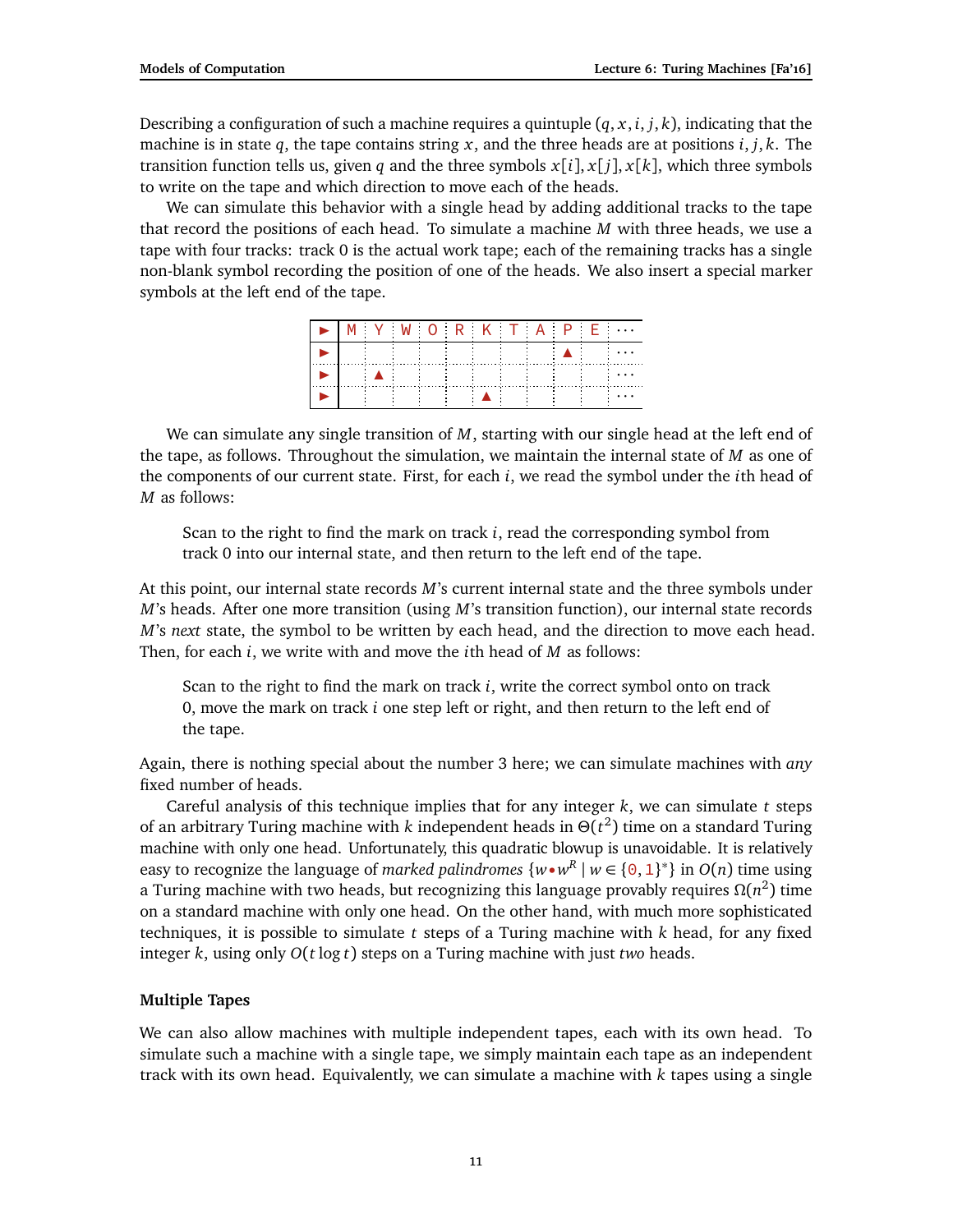Describing a configuration of such a machine requires a quintuple $(q, x, i, j, k)$, indicating that the machine is in state $q$, the tape contains string $x$, and the three heads are at positions $i, j, k$. The transition function tells us, given $q$ and the three symbols $x[i], x[j], x[k]$, which three symbols to write on the tape and which direction to move each of the heads.

We can simulate this behavior with a single head by adding additional tracks to the tape that record the positions of each head. To simulate a machine $M$ with three heads, we use a tape with four tracks: track 0 is the actual work tape; each of the remaining tracks has a single non-blank symbol recording the position of one of the heads. We also insert a special marker symbols at the left end of the tape.

| | | | | | | | | | | | |
|---|---|---|---|---|---|---|---|---|---|---|---|
| ► | M | Y | W | O | R | K | T | A | P | E | ⋯ |
| ► | | | | | | | | | ▲ | | ⋯ |
| ► | | ▲ | | | | | | | | | ⋯ |
| ► | | | | | | ▲ | | | | | ⋯ |

We can simulate any single transition of $M$, starting with our single head at the left end of the tape, as follows. Throughout the simulation, we maintain the internal state of $M$ as one of the components of our current state. First, for each $i$, we read the symbol under the $i$th head of $M$ as follows:

> Scan to the right to find the mark on track $i$, read the corresponding symbol from track 0 into our internal state, and then return to the left end of the tape.

At this point, our internal state records $M$'s current internal state and the three symbols under $M$'s heads. After one more transition (using $M$'s transition function), our internal state records $M$'s *next* state, the symbol to be written by each head, and the direction to move each head. Then, for each $i$, we write with and move the $i$th head of $M$ as follows:

> Scan to the right to find the mark on track $i$, write the correct symbol onto on track 0, move the mark on track $i$ one step left or right, and then return to the left end of the tape.

Again, there is nothing special about the number 3 here; we can simulate machines with *any* fixed number of heads.

Careful analysis of this technique implies that for any integer $k$, we can simulate $t$ steps of an arbitrary Turing machine with $k$ independent heads in $\Theta(t^2)$ time on a standard Turing machine with only one head. Unfortunately, this quadratic blowup is unavoidable. It is relatively easy to recognize the language of *marked palindromes* $\{w \bullet w^R \mid w \in \{0, 1\}^*\}$ in $O(n)$ time using a Turing machine with two heads, but recognizing this language provably requires $\Omega(n^2)$ time on a standard machine with only one head. On the other hand, with much more sophisticated techniques, it is possible to simulate $t$ steps of a Turing machine with $k$ head, for any fixed integer $k$, using only $O(t \log t)$ steps on a Turing machine with just *two* heads.

#### Multiple Tapes

We can also allow machines with multiple independent tapes, each with its own head. To simulate such a machine with a single tape, we simply maintain each tape as an independent track with its own head. Equivalently, we can simulate a machine with $k$ tapes using a single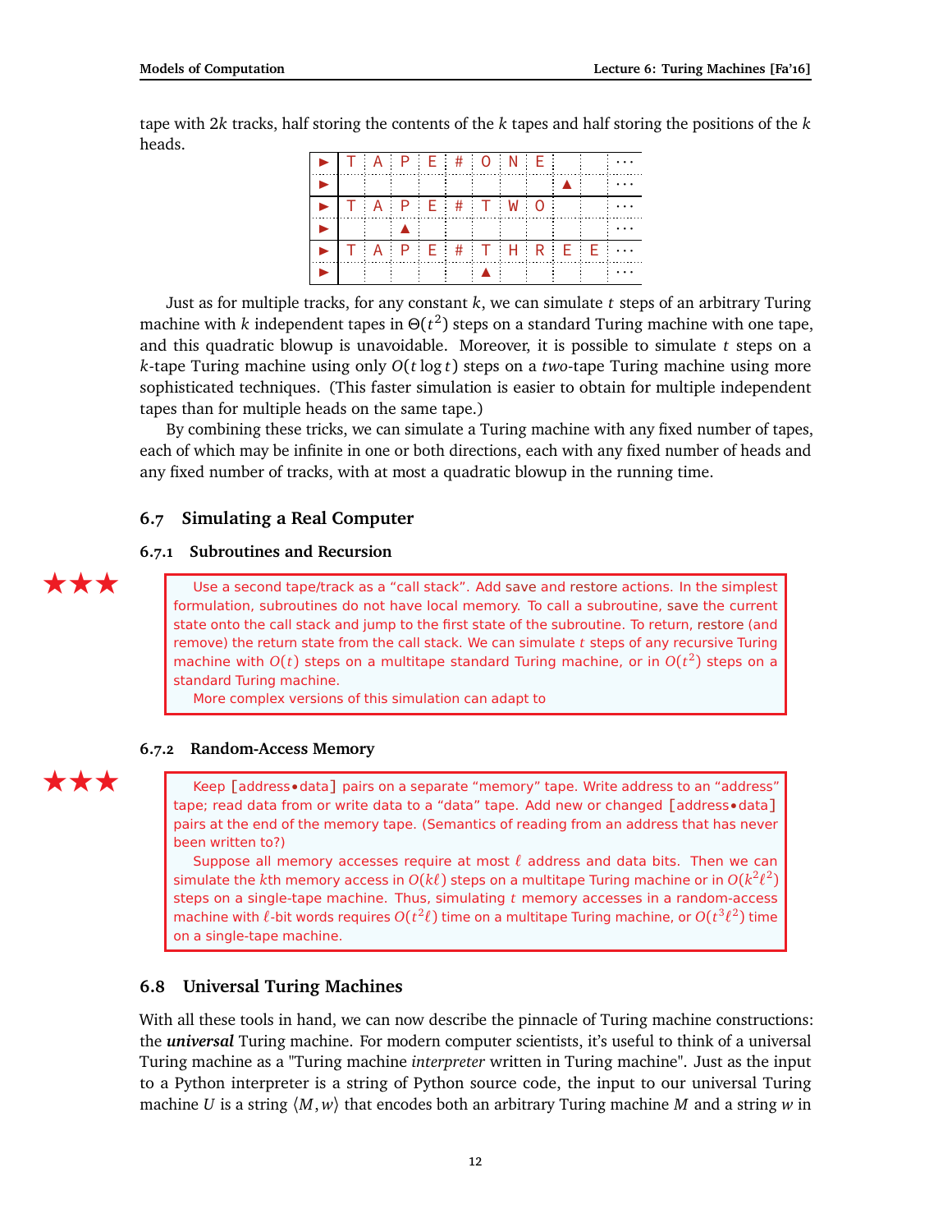tape with $2k$ tracks, half storing the contents of the $k$ tapes and half storing the positions of the $k$ heads.

| | | | | | | | | | | | | |
|---|---|---|---|---|---|---|---|---|---|---|---|---|
| ► | T | A | P | E | # | O | N | E | | | | ⋯ |
| ► | | | | | | | | | ▲ | | | ⋯ |
| ► | T | A | P | E | # | T | W | O | | | | ⋯ |
| ► | | | ▲ | | | | | | | | | ⋯ |
| ► | T | A | P | E | # | T | H | R | E | E | | ⋯ |
| ► | | | | | | ▲ | | | | | | ⋯ |

Just as for multiple tracks, for any constant $k$, we can simulate $t$ steps of an arbitrary Turing machine with $k$ independent tapes in $\Theta(t^2)$ steps on a standard Turing machine with one tape, and this quadratic blowup is unavoidable. Moreover, it is possible to simulate $t$ steps on a $k$-tape Turing machine using only $O(t \log t)$ steps on a *two*-tape Turing machine using more sophisticated techniques. (This faster simulation is easier to obtain for multiple independent tapes than for multiple heads on the same tape.)

By combining these tricks, we can simulate a Turing machine with any fixed number of tapes, each of which may be infinite in one or both directions, each with any fixed number of heads and any fixed number of tracks, with at most a quadratic blowup in the running time.

## 6.7 Simulating a Real Computer

### 6.7.1 Subroutines and Recursion

★★★

Use a second tape/track as a "call stack". Add save and restore actions. In the simplest formulation, subroutines do not have local memory. To call a subroutine, save the current state onto the call stack and jump to the first state of the subroutine. To return, restore (and remove) the return state from the call stack. We can simulate $t$ steps of any recursive Turing machine with $O(t)$ steps on a multitape standard Turing machine, or in $O(t^2)$ steps on a standard Turing machine.

More complex versions of this simulation can adapt to

### 6.7.2 Random-Access Memory

★★★

Keep [address•data] pairs on a separate "memory" tape. Write address to an "address" tape; read data from or write data to a "data" tape. Add new or changed [address•data] pairs at the end of the memory tape. (Semantics of reading from an address that has never been written to?)

Suppose all memory accesses require at most $\ell$ address and data bits. Then we can simulate the $k$th memory access in $O(k\ell)$ steps on a multitape Turing machine or in $O(k^2\ell^2)$ steps on a single-tape machine. Thus, simulating $t$ memory accesses in a random-access machine with $\ell$-bit words requires $O(t^2\ell)$ time on a multitape Turing machine, or $O(t^3\ell^2)$ time on a single-tape machine.

## 6.8 Universal Turing Machines

With all these tools in hand, we can now describe the pinnacle of Turing machine constructions: the ***universal*** Turing machine. For modern computer scientists, it's useful to think of a universal Turing machine as a "Turing machine *interpreter* written in Turing machine". Just as the input to a Python interpreter is a string of Python source code, the input to our universal Turing machine $U$ is a string $\langle M, w \rangle$ that encodes both an arbitrary Turing machine $M$ and a string $w$ in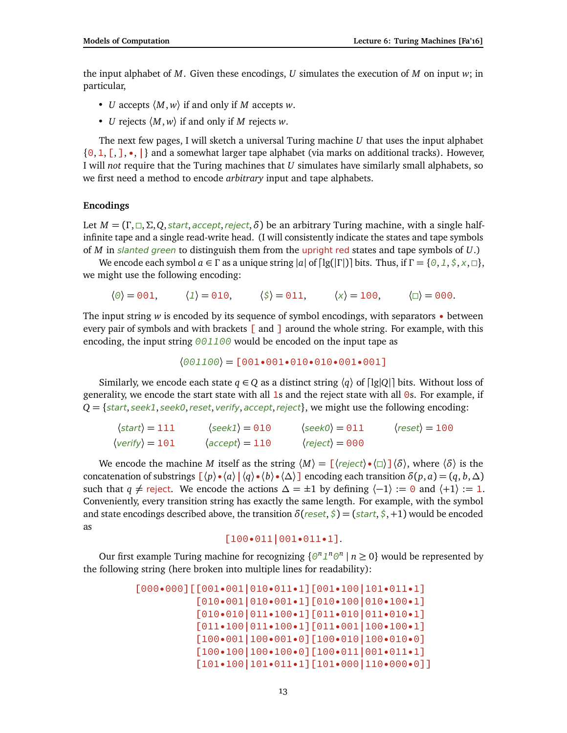the input alphabet of $M$. Given these encodings, $U$ simulates the execution of $M$ on input $w$; in particular,

- $U$ accepts $\langle M, w\rangle$ if and only if $M$ accepts $w$.
- $U$ rejects $\langle M, w\rangle$ if and only if $M$ rejects $w$.

The next few pages, I will sketch a universal Turing machine $U$ that uses the input alphabet {0, 1, [, ], •, |} and a somewhat larger tape alphabet (via marks on additional tracks). However, I will *not* require that the Turing machines that $U$ simulates have similarly small alphabets, so we first need a method to encode *arbitrary* input and tape alphabets.

### Encodings

Let $M = (\Gamma, \square, \Sigma, Q, \mathit{start}, \mathit{accept}, \mathit{reject}, \delta)$ be an arbitrary Turing machine, with a single half-infinite tape and a single read-write head. (I will consistently indicate the states and tape symbols of $M$ in *slanted green* to distinguish them from the upright red states and tape symbols of $U$.)

We encode each symbol $a \in \Gamma$ as a unique string $|a|$ of $\lceil \lg(|\Gamma|)\rceil$ bits. Thus, if $\Gamma = \{\mathit{0}, \mathit{1}, \mathit{\$}, \mathit{x}, \square\}$, we might use the following encoding:

$$\langle \mathit{0}\rangle = \texttt{001}, \qquad \langle \mathit{1}\rangle = \texttt{010}, \qquad \langle \mathit{\$}\rangle = \texttt{011}, \qquad \langle \mathit{x}\rangle = \texttt{100}, \qquad \langle \square\rangle = \texttt{000}.$$

The input string $w$ is encoded by its sequence of symbol encodings, with separators • between every pair of symbols and with brackets [ and ] around the whole string. For example, with this encoding, the input string *001100* would be encoded on the input tape as

$$\langle \mathit{001100}\rangle = \texttt{[001•001•010•010•001•001]}$$

Similarly, we encode each state $q \in Q$ as a distinct string $\langle q\rangle$ of $\lceil \lg|Q|\rceil$ bits. Without loss of generality, we encode the start state with all 1s and the reject state with all 0s. For example, if $Q = \{\mathit{start}, \mathit{seek1}, \mathit{seek0}, \mathit{reset}, \mathit{verify}, \mathit{accept}, \mathit{reject}\}$, we might use the following encoding:

$$\langle \mathit{start}\rangle = \texttt{111} \qquad \langle \mathit{seek1}\rangle = \texttt{010} \qquad \langle \mathit{seek0}\rangle = \texttt{011} \qquad \langle \mathit{reset}\rangle = \texttt{100}$$
$$\langle \mathit{verify}\rangle = \texttt{101} \qquad \langle \mathit{accept}\rangle = \texttt{110} \qquad \langle \mathit{reject}\rangle = \texttt{000}$$

We encode the machine $M$ itself as the string $\langle M\rangle = \texttt{[}\langle \mathit{reject}\rangle\texttt{•}\langle\square\rangle\texttt{]}\langle\delta\rangle$, where $\langle\delta\rangle$ is the concatenation of substrings $\texttt{[}\langle p\rangle\texttt{•}\langle a\rangle\texttt{|}\langle q\rangle\texttt{•}\langle b\rangle\texttt{•}\langle\Delta\rangle\texttt{]}$ encoding each transition $\delta(p, a) = (q, b, \Delta)$ such that $q \neq$ reject. We encode the actions $\Delta = \pm 1$ by defining $\langle -1\rangle := \texttt{0}$ and $\langle +1\rangle := \texttt{1}$. Conveniently, every transition string has exactly the same length. For example, with the symbol and state encodings described above, the transition $\delta(\mathit{reset}, \mathit{\$}) = (\mathit{start}, \mathit{\$}, +1)$ would be encoded as

$$\texttt{[100•011|001•011•1]}.$$

Our first example Turing machine for recognizing $\{\mathit{0}^n\mathit{1}^n\mathit{0}^n \mid n \geq 0\}$ would be represented by the following string (here broken into multiple lines for readability):

```
[000•000][[001•001|010•011•1][001•100|101•011•1]
         [010•001|010•001•1][010•100|010•100•1]
         [010•010|011•100•1][011•010|011•010•1]
         [011•100|011•100•1][011•001|100•100•1]
         [100•001|100•001•0][100•010|100•010•0]
         [100•100|100•100•0][100•011|001•011•1]
         [101•100|101•011•1][101•000|110•000•0]]
```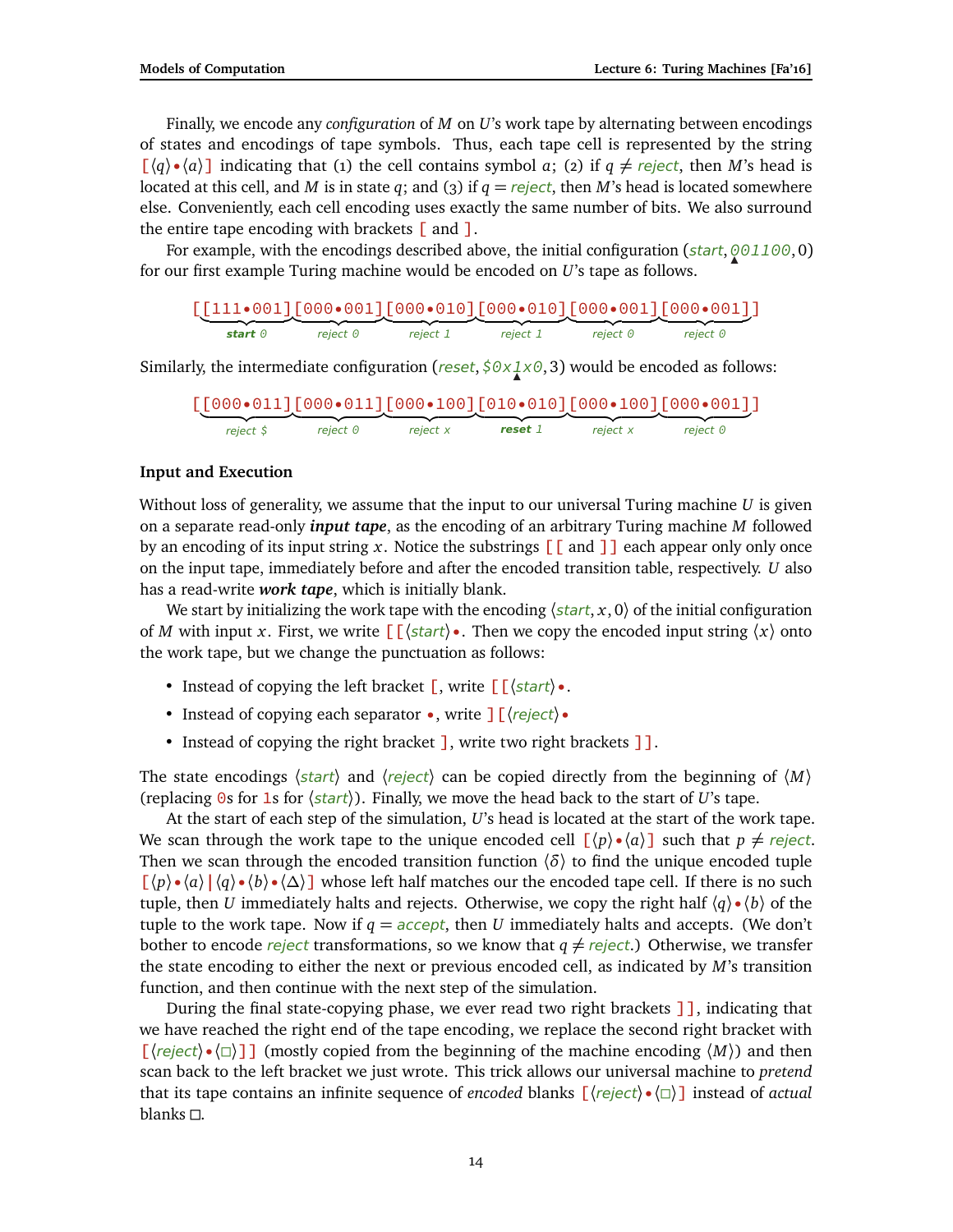Finally, we encode any *configuration* of $M$ on $U$'s work tape by alternating between encodings of states and encodings of tape symbols. Thus, each tape cell is represented by the string [⟨q⟩•⟨a⟩] indicating that (1) the cell contains symbol $a$; (2) if $q \neq$ *reject*, then $M$'s head is located at this cell, and $M$ is in state $q$; and (3) if $q =$ *reject*, then $M$'s head is located somewhere else. Conveniently, each cell encoding uses exactly the same number of bits. We also surround the entire tape encoding with brackets [ and ].

For example, with the encodings described above, the initial configuration (*start*, 001100, 0) for our first example Turing machine would be encoded on $U$'s tape as follows.

```
[[111•001][000•001][000•010][000•010][000•001][000•001]]
  start 0   reject 0  reject 1  reject 1  reject 0  reject 0
```

Similarly, the intermediate configuration (*reset*, $0x1x0, 3) would be encoded as follows:

```
[[000•011][000•011][000•100][010•010][000•100][000•001]]
  reject $  reject 0  reject x  reset 1   reject x  reject 0
```

### Input and Execution

Without loss of generality, we assume that the input to our universal Turing machine $U$ is given on a separate read-only ***input tape***, as the encoding of an arbitrary Turing machine $M$ followed by an encoding of its input string $x$. Notice the substrings [[ and ]] each appear only only once on the input tape, immediately before and after the encoded transition table, respectively. $U$ also has a read-write ***work tape***, which is initially blank.

We start by initializing the work tape with the encoding ⟨*start*, $x$, 0⟩ of the initial configuration of $M$ with input $x$. First, we write [[⟨*start*⟩•. Then we copy the encoded input string ⟨$x$⟩ onto the work tape, but we change the punctuation as follows:

- Instead of copying the left bracket [, write [[⟨*start*⟩•.
- Instead of copying each separator •, write ][⟨*reject*⟩•
- Instead of copying the right bracket ], write two right brackets ]].

The state encodings ⟨*start*⟩ and ⟨*reject*⟩ can be copied directly from the beginning of ⟨$M$⟩ (replacing 0s for 1s for ⟨*start*⟩). Finally, we move the head back to the start of $U$'s tape.

At the start of each step of the simulation, $U$'s head is located at the start of the work tape. We scan through the work tape to the unique encoded cell [⟨p⟩•⟨a⟩] such that $p \neq$ *reject*. Then we scan through the encoded transition function ⟨$\delta$⟩ to find the unique encoded tuple [⟨p⟩•⟨a⟩|⟨q⟩•⟨b⟩•⟨Δ⟩] whose left half matches our the encoded tape cell. If there is no such tuple, then $U$ immediately halts and rejects. Otherwise, we copy the right half ⟨q⟩•⟨b⟩ of the tuple to the work tape. Now if $q =$ *accept*, then $U$ immediately halts and accepts. (We don't bother to encode *reject* transformations, so we know that $q \neq$ *reject*.) Otherwise, we transfer the state encoding to either the next or previous encoded cell, as indicated by $M$'s transition function, and then continue with the next step of the simulation.

During the final state-copying phase, we ever read two right brackets ]], indicating that we have reached the right end of the tape encoding, we replace the second right bracket with [⟨*reject*⟩•⟨□⟩]] (mostly copied from the beginning of the machine encoding ⟨$M$⟩) and then scan back to the left bracket we just wrote. This trick allows our universal machine to *pretend* that its tape contains an infinite sequence of *encoded* blanks [⟨*reject*⟩•⟨□⟩] instead of *actual* blanks □.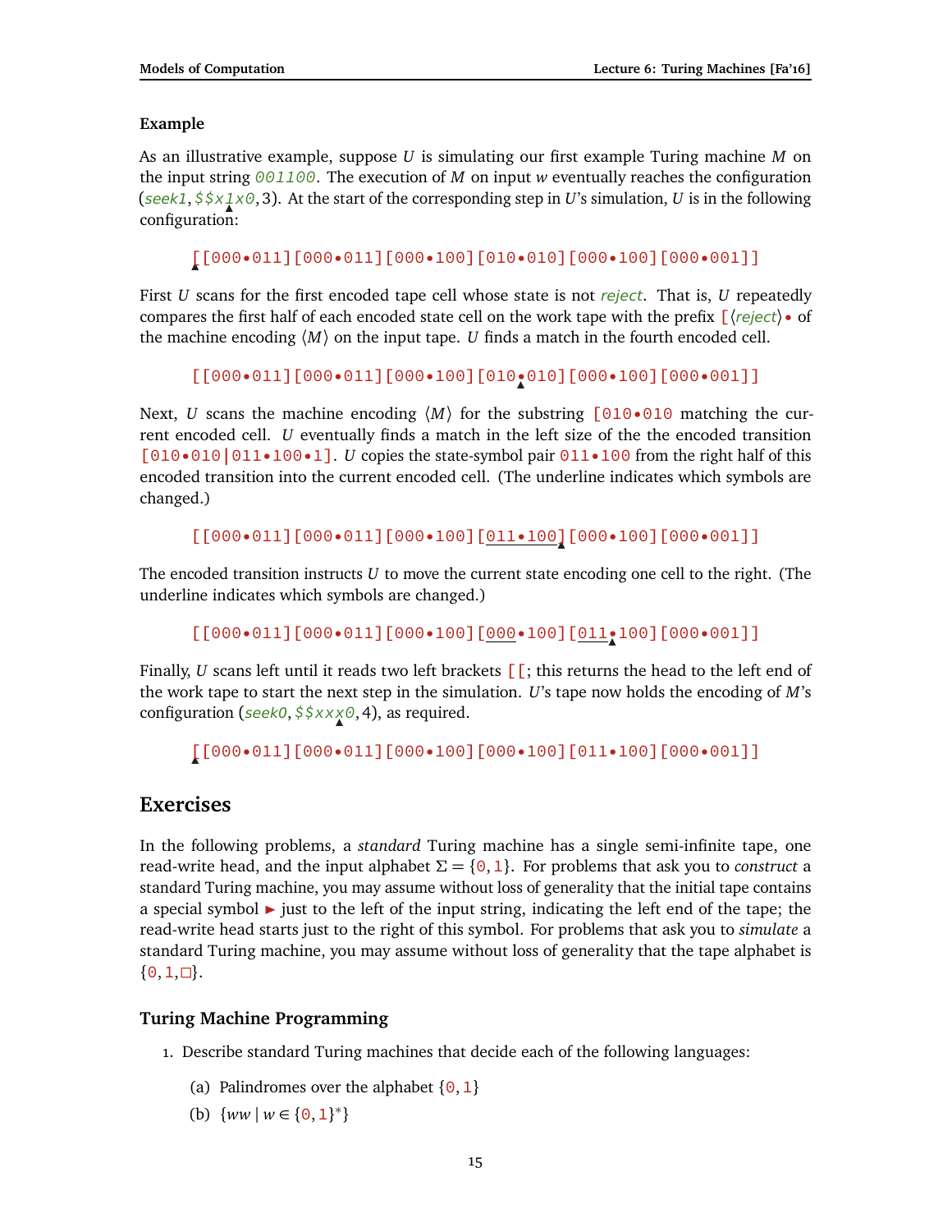**Example**

As an illustrative example, suppose $U$ is simulating our first example Turing machine $M$ on the input string 001100. The execution of $M$ on input $w$ eventually reaches the configuration (*seek1*, $\$\$x\underset{\blacktriangle}{1}x0$, 3). At the start of the corresponding step in $U$'s simulation, $U$ is in the following configuration:

```
[[000•011][000•011][000•100][010•010][000•100][000•001]]
▲
```

First $U$ scans for the first encoded tape cell whose state is not *reject*. That is, $U$ repeatedly compares the first half of each encoded state cell on the work tape with the prefix [⟨*reject*⟩• of the machine encoding ⟨$M$⟩ on the input tape. $U$ finds a match in the fourth encoded cell.

```
[[000•011][000•011][000•100][010•010][000•100][000•001]]
                                ▲
```

Next, $U$ scans the machine encoding ⟨$M$⟩ for the substring [010•010 matching the current encoded cell. $U$ eventually finds a match in the left size of the the encoded transition [010•010|011•100•1]. $U$ copies the state-symbol pair 011•100 from the right half of this encoded transition into the current encoded cell. (The underline indicates which symbols are changed.)

```
[[000•011][000•011][000•100][011•100][000•100][000•001]]
                                    ▲
```

The encoded transition instructs $U$ to move the current state encoding one cell to the right. (The underline indicates which symbols are changed.)

```
[[000•011][000•011][000•100][000•100][011•100][000•001]]
                                         ▲
```

Finally, $U$ scans left until it reads two left brackets [[; this returns the head to the left end of the work tape to start the next step in the simulation. $U$'s tape now holds the encoding of $M$'s configuration (*seek0*, $\$\$xx\underset{\blacktriangle}{x}0$, 4), as required.

```
[[000•011][000•011][000•100][000•100][011•100][000•001]]
▲
```

## Exercises

In the following problems, a *standard* Turing machine has a single semi-infinite tape, one read-write head, and the input alphabet $\Sigma = \{0, 1\}$. For problems that ask you to *construct* a standard Turing machine, you may assume without loss of generality that the initial tape contains a special symbol ► just to the left of the input string, indicating the left end of the tape; the read-write head starts just to the right of this symbol. For problems that ask you to *simulate* a standard Turing machine, you may assume without loss of generality that the tape alphabet is $\{0, 1, \square\}$.

### Turing Machine Programming

1. Describe standard Turing machines that decide each of the following languages:

   (a) Palindromes over the alphabet $\{0, 1\}$

   (b) $\{ww \mid w \in \{0, 1\}^*\}$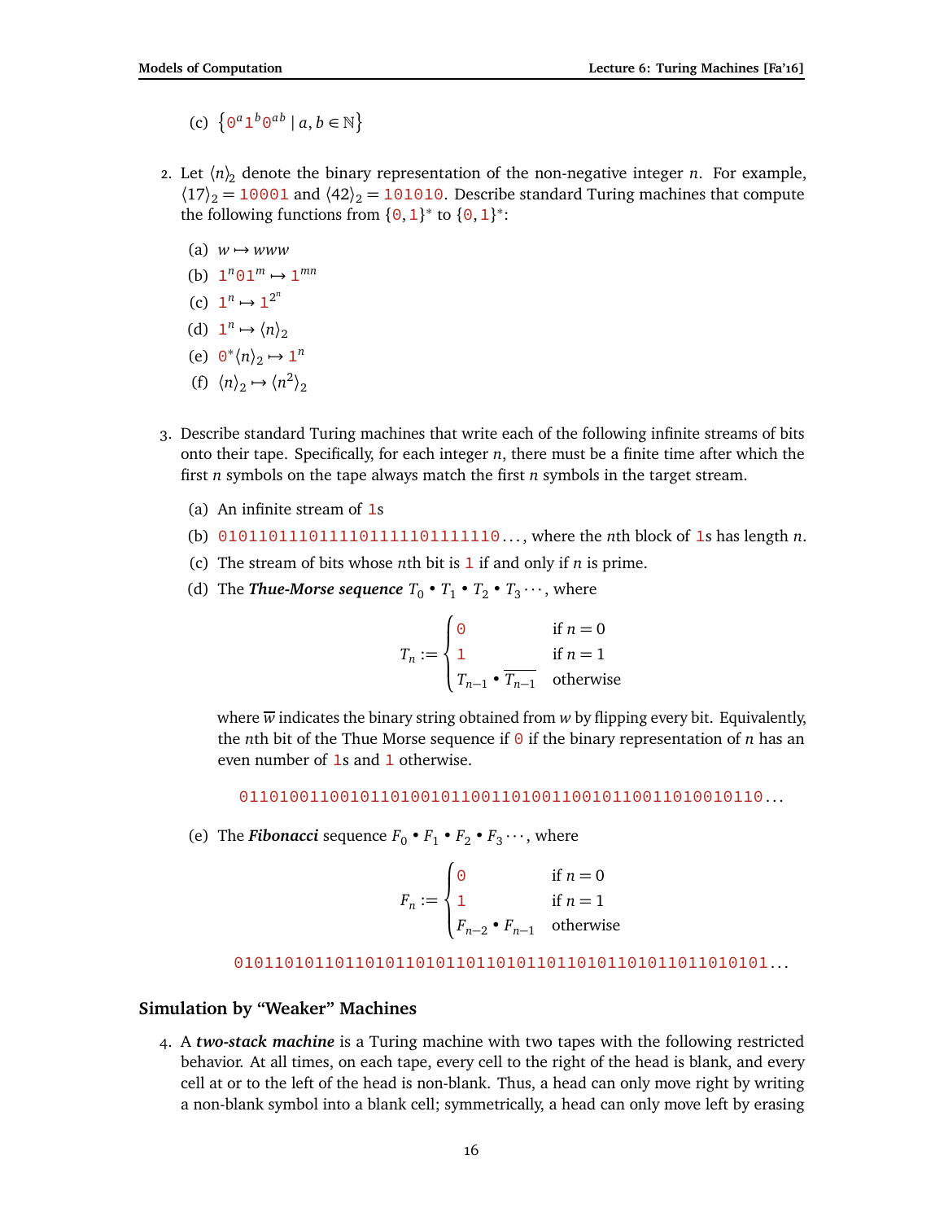(c) $\{0^a1^b0^{ab} \mid a, b \in \mathbb{N}\}$

2. Let $\langle n \rangle_2$ denote the binary representation of the non-negative integer $n$. For example, $\langle 17 \rangle_2 = 10001$ and $\langle 42 \rangle_2 = 101010$. Describe standard Turing machines that compute the following functions from $\{0, 1\}^*$ to $\{0, 1\}^*$:

   (a) $w \mapsto www$

   (b) $1^n01^m \mapsto 1^{mn}$

   (c) $1^n \mapsto 1^{2^n}$

   (d) $1^n \mapsto \langle n \rangle_2$

   (e) $0^*\langle n \rangle_2 \mapsto 1^n$

   (f) $\langle n \rangle_2 \mapsto \langle n^2 \rangle_2$

3. Describe standard Turing machines that write each of the following infinite streams of bits onto their tape. Specifically, for each integer $n$, there must be a finite time after which the first $n$ symbols on the tape always match the first $n$ symbols in the target stream.

   (a) An infinite stream of 1s

   (b) 0101101110111101111101111110..., where the $n$th block of 1s has length $n$.

   (c) The stream of bits whose $n$th bit is 1 if and only if $n$ is prime.

   (d) The ***Thue-Morse sequence*** $T_0 \bullet T_1 \bullet T_2 \bullet T_3 \cdots$, where

   $$T_n := \begin{cases} 0 & \text{if } n = 0 \\ 1 & \text{if } n = 1 \\ T_{n-1} \bullet \overline{T_{n-1}} & \text{otherwise} \end{cases}$$

   where $\overline{w}$ indicates the binary string obtained from $w$ by flipping every bit. Equivalently, the $n$th bit of the Thue Morse sequence if 0 if the binary representation of $n$ has an even number of 1s and 1 otherwise.

   0110100110010110100101100110100110010110011010010110...

   (e) The ***Fibonacci*** sequence $F_0 \bullet F_1 \bullet F_2 \bullet F_3 \cdots$, where

   $$F_n := \begin{cases} 0 & \text{if } n = 0 \\ 1 & \text{if } n = 1 \\ F_{n-2} \bullet F_{n-1} & \text{otherwise} \end{cases}$$

   0101101011011010110101101101011011010110101101101010 1...

## Simulation by "Weaker" Machines

4. A ***two-stack machine*** is a Turing machine with two tapes with the following restricted behavior. At all times, on each tape, every cell to the right of the head is blank, and every cell at or to the left of the head is non-blank. Thus, a head can only move right by writing a non-blank symbol into a blank cell; symmetrically, a head can only move left by erasing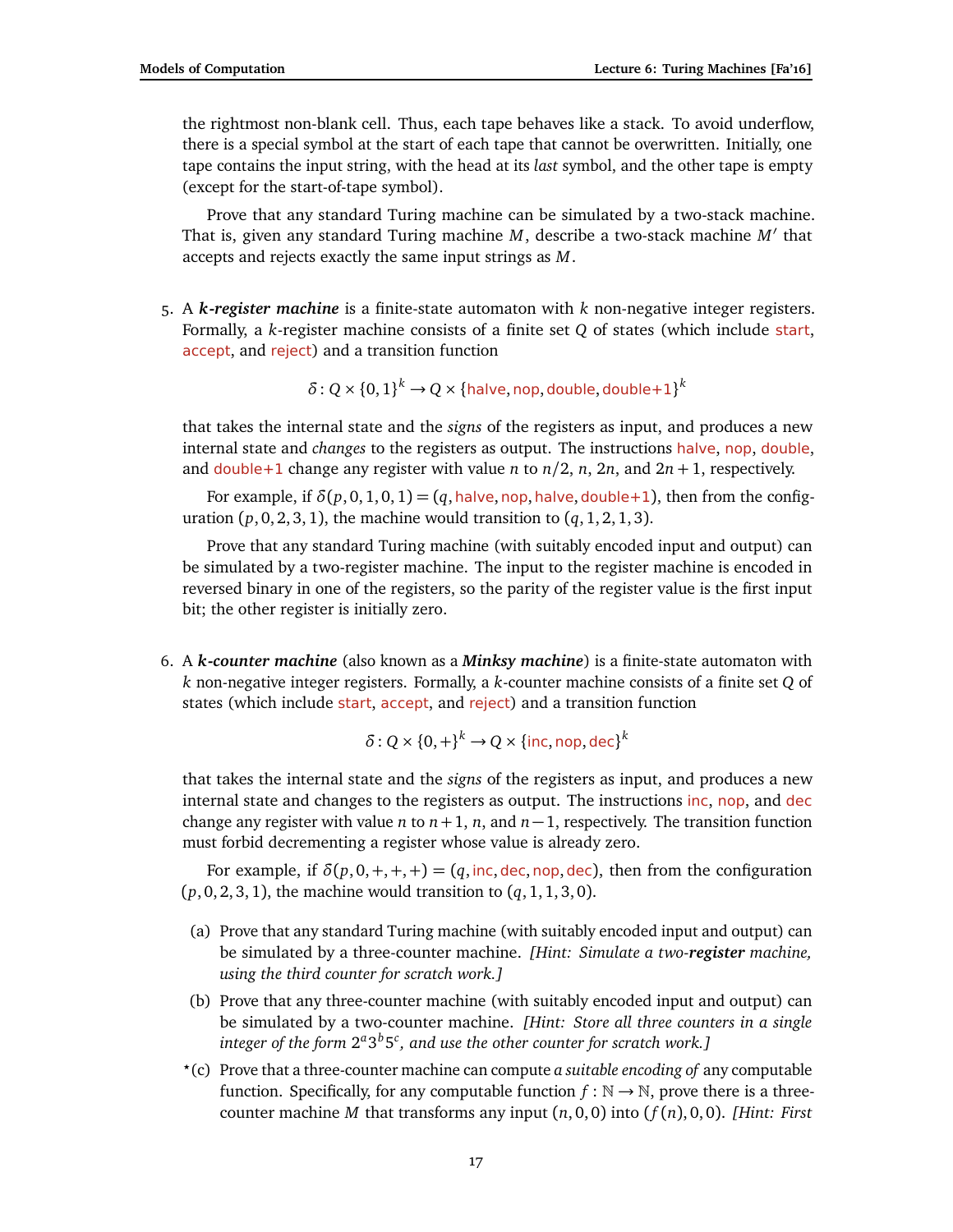the rightmost non-blank cell. Thus, each tape behaves like a stack. To avoid underflow, there is a special symbol at the start of each tape that cannot be overwritten. Initially, one tape contains the input string, with the head at its *last* symbol, and the other tape is empty (except for the start-of-tape symbol).

Prove that any standard Turing machine can be simulated by a two-stack machine. That is, given any standard Turing machine $M$, describe a two-stack machine $M'$ that accepts and rejects exactly the same input strings as $M$.

5. A ***k*-register machine** is a finite-state automaton with $k$ non-negative integer registers. Formally, a $k$-register machine consists of a finite set $Q$ of states (which include start, accept, and reject) and a transition function

$$\delta : Q \times \{0,1\}^k \to Q \times \{\text{halve}, \text{nop}, \text{double}, \text{double+1}\}^k$$

that takes the internal state and the *signs* of the registers as input, and produces a new internal state and *changes* to the registers as output. The instructions halve, nop, double, and double+1 change any register with value $n$ to $n/2$, $n$, $2n$, and $2n+1$, respectively.

For example, if $\delta(p,0,1,0,1) = (q, \text{halve}, \text{nop}, \text{halve}, \text{double+1})$, then from the configuration $(p,0,2,3,1)$, the machine would transition to $(q,1,2,1,3)$.

Prove that any standard Turing machine (with suitably encoded input and output) can be simulated by a two-register machine. The input to the register machine is encoded in reversed binary in one of the registers, so the parity of the register value is the first input bit; the other register is initially zero.

6. A ***k*-counter machine** (also known as a ***Minksy machine***) is a finite-state automaton with $k$ non-negative integer registers. Formally, a $k$-counter machine consists of a finite set $Q$ of states (which include start, accept, and reject) and a transition function

$$\delta : Q \times \{0,+\}^k \to Q \times \{\text{inc}, \text{nop}, \text{dec}\}^k$$

that takes the internal state and the *signs* of the registers as input, and produces a new internal state and changes to the registers as output. The instructions inc, nop, and dec change any register with value $n$ to $n+1$, $n$, and $n-1$, respectively. The transition function must forbid decrementing a register whose value is already zero.

For example, if $\delta(p,0,+,+,+) = (q, \text{inc}, \text{dec}, \text{nop}, \text{dec})$, then from the configuration $(p,0,2,3,1)$, the machine would transition to $(q,1,1,3,0)$.

(a) Prove that any standard Turing machine (with suitably encoded input and output) can be simulated by a three-counter machine. *[Hint: Simulate a two-**register** machine, using the third counter for scratch work.]*

(b) Prove that any three-counter machine (with suitably encoded input and output) can be simulated by a two-counter machine. *[Hint: Store all three counters in a single integer of the form $2^a 3^b 5^c$, and use the other counter for scratch work.]*

*(c) Prove that a three-counter machine can compute *a suitable encoding of* any computable function. Specifically, for any computable function $f : \mathbb{N} \to \mathbb{N}$, prove there is a three-counter machine $M$ that transforms any input $(n,0,0)$ into $(f(n),0,0)$. *[Hint: First*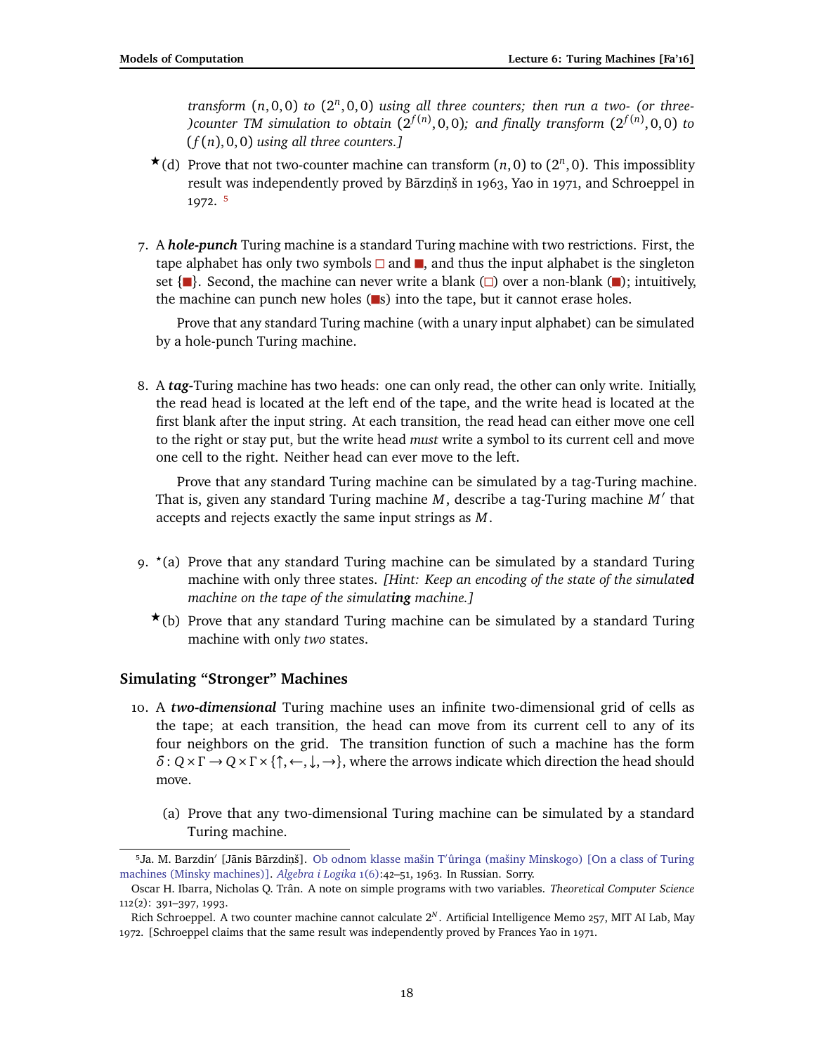*transform* $(n,0,0)$ *to* $(2^n,0,0)$ *using all three counters; then run a two- (or three-)counter TM simulation to obtain* $(2^{f(n)},0,0)$*; and finally transform* $(2^{f(n)},0,0)$ *to* $(f(n),0,0)$ *using all three counters.]*

★(d) Prove that not two-counter machine can transform $(n,0)$ to $(2^n,0)$. This impossiblity result was independently proved by Bārzdiņš in 1963, Yao in 1971, and Schroeppel in 1972. [5]

7. A ***hole-punch*** Turing machine is a standard Turing machine with two restrictions. First, the tape alphabet has only two symbols □ and ■, and thus the input alphabet is the singleton set {■}. Second, the machine can never write a blank (□) over a non-blank (■); intuitively, the machine can punch new holes (■s) into the tape, but it cannot erase holes.

   Prove that any standard Turing machine (with a unary input alphabet) can be simulated by a hole-punch Turing machine.

8. A ***tag***-Turing machine has two heads: one can only read, the other can only write. Initially, the read head is located at the left end of the tape, and the write head is located at the first blank after the input string. At each transition, the read head can either move one cell to the right or stay put, but the write head *must* write a symbol to its current cell and move one cell to the right. Neither head can ever move to the left.

   Prove that any standard Turing machine can be simulated by a tag-Turing machine. That is, given any standard Turing machine $M$, describe a tag-Turing machine $M'$ that accepts and rejects exactly the same input strings as $M$.

9. *(a) Prove that any standard Turing machine can be simulated by a standard Turing machine with only three states. *[Hint: Keep an encoding of the state of the simulat**ed** machine on the tape of the simulat**ing** machine.]*

   ★(b) Prove that any standard Turing machine can be simulated by a standard Turing machine with only *two* states.

## Simulating "Stronger" Machines

10. A ***two-dimensional*** Turing machine uses an infinite two-dimensional grid of cells as the tape; at each transition, the head can move from its current cell to any of its four neighbors on the grid. The transition function of such a machine has the form $\delta: Q \times \Gamma \to Q \times \Gamma \times \{\uparrow, \leftarrow, \downarrow, \rightarrow\}$, where the arrows indicate which direction the head should move.

    (a) Prove that any two-dimensional Turing machine can be simulated by a standard Turing machine.

---

[5] Ja. M. Barzdin′ [Jānis Bārzdiņš]. Ob odnom klasse mašin T′ûringa (mašiny Minskogo) [On a class of Turing machines (Minsky machines)]. *Algebra i Logika* 1(6):42–51, 1963. In Russian. Sorry.

Oscar H. Ibarra, Nicholas Q. Trân. A note on simple programs with two variables. *Theoretical Computer Science* 112(2): 391–397, 1993.

Rich Schroeppel. A two counter machine cannot calculate $2^N$. Artificial Intelligence Memo 257, MIT AI Lab, May 1972. [Schroeppel claims that the same result was independently proved by Frances Yao in 1971.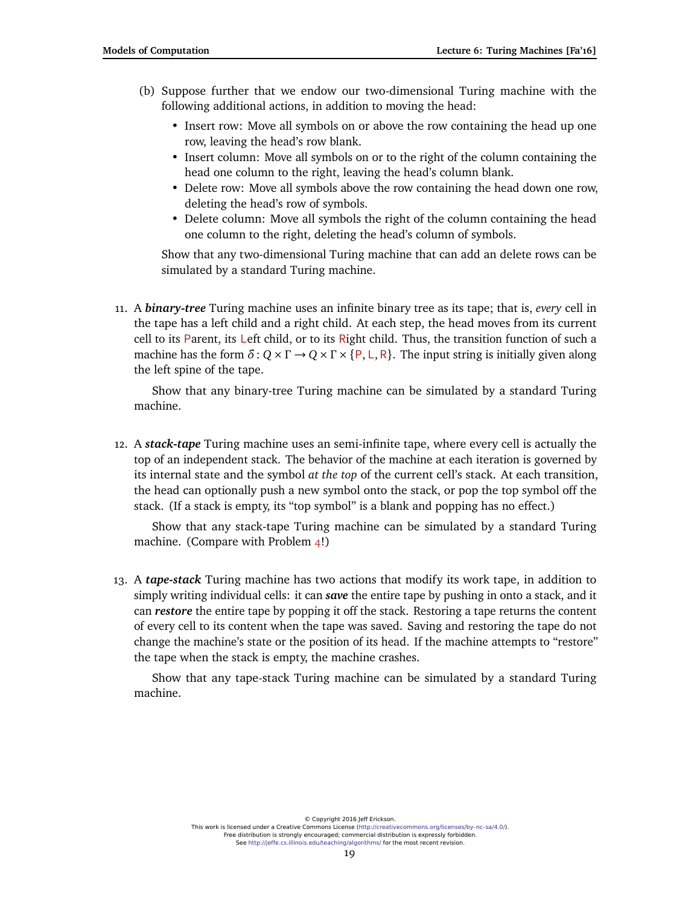(b) Suppose further that we endow our two-dimensional Turing machine with the following additional actions, in addition to moving the head:

- Insert row: Move all symbols on or above the row containing the head up one row, leaving the head's row blank.
- Insert column: Move all symbols on or to the right of the column containing the head one column to the right, leaving the head's column blank.
- Delete row: Move all symbols above the row containing the head down one row, deleting the head's row of symbols.
- Delete column: Move all symbols the right of the column containing the head one column to the right, deleting the head's column of symbols.

Show that any two-dimensional Turing machine that can add an delete rows can be simulated by a standard Turing machine.

11. A ***binary-tree*** Turing machine uses an infinite binary tree as its tape; that is, *every* cell in the tape has a left child and a right child. At each step, the head moves from its current cell to its Parent, its Left child, or to its Right child. Thus, the transition function of such a machine has the form $\delta : Q \times \Gamma \to Q \times \Gamma \times \{\mathsf{P}, \mathsf{L}, \mathsf{R}\}$. The input string is initially given along the left spine of the tape.

    Show that any binary-tree Turing machine can be simulated by a standard Turing machine.

12. A ***stack-tape*** Turing machine uses an semi-infinite tape, where every cell is actually the top of an independent stack. The behavior of the machine at each iteration is governed by its internal state and the symbol *at the top* of the current cell's stack. At each transition, the head can optionally push a new symbol onto the stack, or pop the top symbol off the stack. (If a stack is empty, its "top symbol" is a blank and popping has no effect.)

    Show that any stack-tape Turing machine can be simulated by a standard Turing machine. (Compare with Problem 4!)

13. A ***tape-stack*** Turing machine has two actions that modify its work tape, in addition to simply writing individual cells: it can ***save*** the entire tape by pushing in onto a stack, and it can ***restore*** the entire tape by popping it off the stack. Restoring a tape returns the content of every cell to its content when the tape was saved. Saving and restoring the tape do not change the machine's state or the position of its head. If the machine attempts to "restore" the tape when the stack is empty, the machine crashes.

    Show that any tape-stack Turing machine can be simulated by a standard Turing machine.

© Copyright 2016 Jeff Erickson.
This work is licensed under a Creative Commons License (http://creativecommons.org/licenses/by-nc-sa/4.0/).
Free distribution is strongly encouraged; commercial distribution is expressly forbidden.
See http://jeffe.cs.illinois.edu/teaching/algorithms/ for the most recent revision.